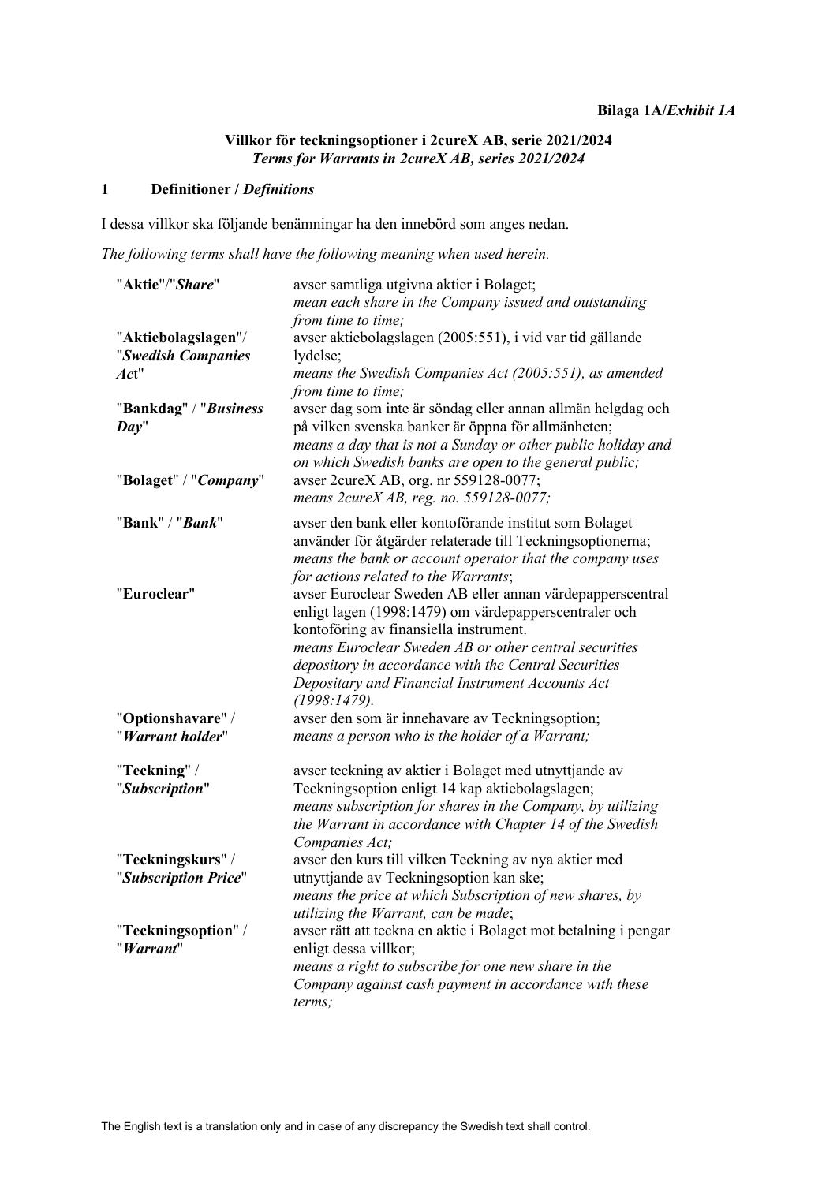**Bilaga 1A/*Exhibit 1A***

**Villkor för teckningsoptioner i 2cureX AB, serie 2021/2024**
***Terms for Warrants in 2cureX AB, series 2021/2024***

## 1 Definitioner / *Definitions*

I dessa villkor ska följande benämningar ha den innebörd som anges nedan.

*The following terms shall have the following meaning when used herein.*

| | |
|---|---|
| "**Aktie**"/"***Share***" | avser samtliga utgivna aktier i Bolaget;<br>*mean each share in the Company issued and outstanding from time to time;* |
| "**Aktiebolagslagen**"/ "***Swedish Companies Act***" | avser aktiebolagslagen (2005:551), i vid var tid gällande lydelse;<br>*means the Swedish Companies Act (2005:551), as amended from time to time;* |
| "**Bankdag**" / "***Business Day***" | avser dag som inte är söndag eller annan allmän helgdag och på vilken svenska banker är öppna för allmänheten;<br>*means a day that is not a Sunday or other public holiday and on which Swedish banks are open to the general public;* |
| "**Bolaget**" / "***Company***" | avser 2cureX AB, org. nr 559128-0077;<br>*means 2cureX AB, reg. no. 559128-0077;* |
| "**Bank**" / "***Bank***" | avser den bank eller kontoförande institut som Bolaget använder för åtgärder relaterade till Teckningsoptionerna;<br>*means the bank or account operator that the company uses for actions related to the Warrants*; |
| "**Euroclear**" | avser Euroclear Sweden AB eller annan värdepapperscentral enligt lagen (1998:1479) om värdepapperscentraler och kontoföring av finansiella instrument.<br>*means Euroclear Sweden AB or other central securities depository in accordance with the Central Securities Depositary and Financial Instrument Accounts Act (1998:1479).* |
| "**Optionshavare**" / "***Warrant holder***" | avser den som är innehavare av Teckningsoption;<br>*means a person who is the holder of a Warrant;* |
| "**Teckning**" / "***Subscription***" | avser teckning av aktier i Bolaget med utnyttjande av Teckningsoption enligt 14 kap aktiebolagslagen;<br>*means subscription for shares in the Company, by utilizing the Warrant in accordance with Chapter 14 of the Swedish Companies Act;* |
| "**Teckningskurs**" / "***Subscription Price***" | avser den kurs till vilken Teckning av nya aktier med utnyttjande av Teckningsoption kan ske;<br>*means the price at which Subscription of new shares, by utilizing the Warrant, can be made*; |
| "**Teckningsoption**" / "***Warrant***" | avser rätt att teckna en aktie i Bolaget mot betalning i pengar enligt dessa villkor;<br>*means a right to subscribe for one new share in the Company against cash payment in accordance with these terms;* |

The English text is a translation only and in case of any discrepancy the Swedish text shall control.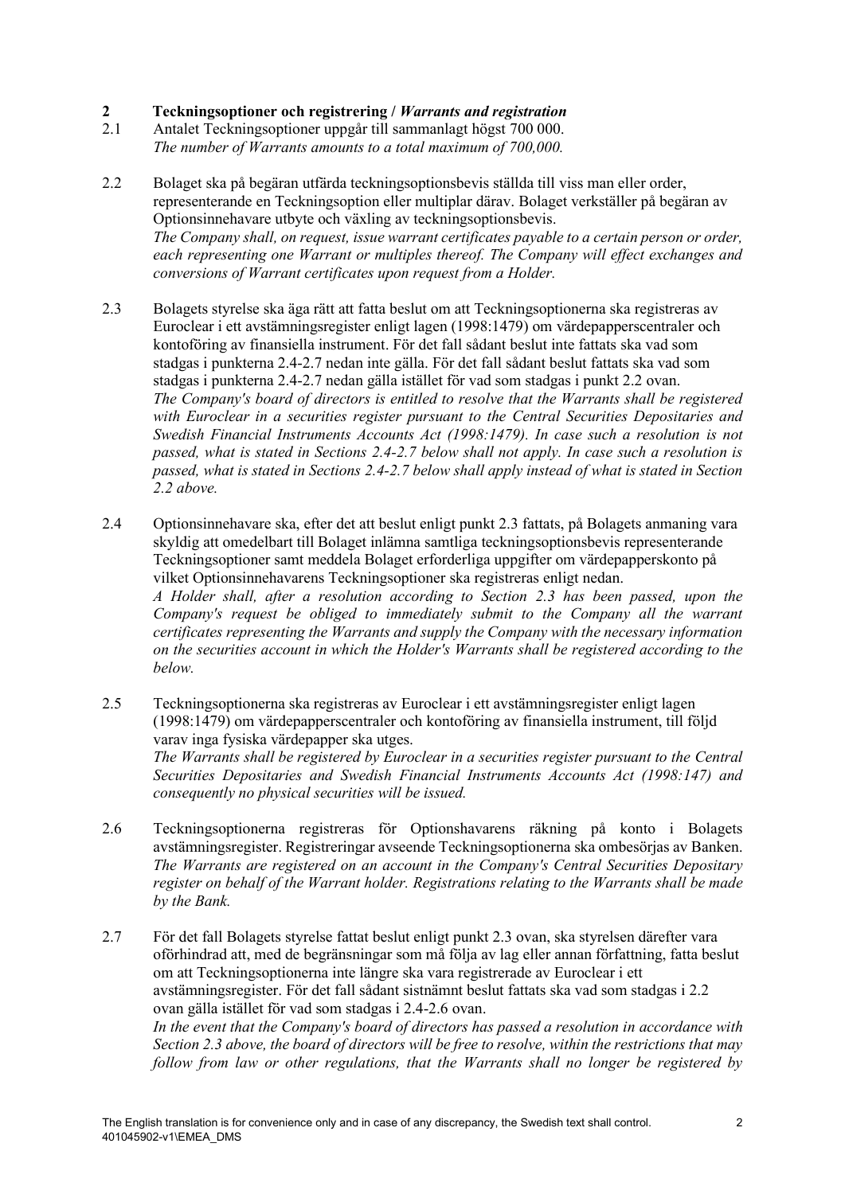## 2 Teckningsoptioner och registrering / *Warrants and registration*

2.1 Antalet Teckningsoptioner uppgår till sammanlagt högst 700 000.
*The number of Warrants amounts to a total maximum of 700,000.*

2.2 Bolaget ska på begäran utfärda teckningsoptionsbevis ställda till viss man eller order, representerande en Teckningsoption eller multiplar därav. Bolaget verkställer på begäran av Optionsinnehavare utbyte och växling av teckningsoptionsbevis.
*The Company shall, on request, issue warrant certificates payable to a certain person or order, each representing one Warrant or multiples thereof. The Company will effect exchanges and conversions of Warrant certificates upon request from a Holder.*

2.3 Bolagets styrelse ska äga rätt att fatta beslut om att Teckningsoptionerna ska registreras av Euroclear i ett avstämningsregister enligt lagen (1998:1479) om värdepapperscentraler och kontoföring av finansiella instrument. För det fall sådant beslut inte fattats ska vad som stadgas i punkterna 2.4-2.7 nedan inte gälla. För det fall sådant beslut fattats ska vad som stadgas i punkterna 2.4-2.7 nedan gälla istället för vad som stadgas i punkt 2.2 ovan.
*The Company's board of directors is entitled to resolve that the Warrants shall be registered with Euroclear in a securities register pursuant to the Central Securities Depositaries and Swedish Financial Instruments Accounts Act (1998:1479). In case such a resolution is not passed, what is stated in Sections 2.4-2.7 below shall not apply. In case such a resolution is passed, what is stated in Sections 2.4-2.7 below shall apply instead of what is stated in Section 2.2 above.*

2.4 Optionsinnehavare ska, efter det att beslut enligt punkt 2.3 fattats, på Bolagets anmaning vara skyldig att omedelbart till Bolaget inlämna samtliga teckningsoptionsbevis representerande Teckningsoptioner samt meddela Bolaget erforderliga uppgifter om värdepapperskonto på vilket Optionsinnehavarens Teckningsoptioner ska registreras enligt nedan.
*A Holder shall, after a resolution according to Section 2.3 has been passed, upon the Company's request be obliged to immediately submit to the Company all the warrant certificates representing the Warrants and supply the Company with the necessary information on the securities account in which the Holder's Warrants shall be registered according to the below.*

2.5 Teckningsoptionerna ska registreras av Euroclear i ett avstämningsregister enligt lagen (1998:1479) om värdepapperscentraler och kontoföring av finansiella instrument, till följd varav inga fysiska värdepapper ska utges.
*The Warrants shall be registered by Euroclear in a securities register pursuant to the Central Securities Depositaries and Swedish Financial Instruments Accounts Act (1998:147) and consequently no physical securities will be issued.*

2.6 Teckningsoptionerna registreras för Optionshavarens räkning på konto i Bolagets avstämningsregister. Registreringar avseende Teckningsoptionerna ska ombesörjas av Banken.
*The Warrants are registered on an account in the Company's Central Securities Depositary register on behalf of the Warrant holder. Registrations relating to the Warrants shall be made by the Bank.*

2.7 För det fall Bolagets styrelse fattat beslut enligt punkt 2.3 ovan, ska styrelsen därefter vara oförhindrad att, med de begränsningar som må följa av lag eller annan författning, fatta beslut om att Teckningsoptionerna inte längre ska vara registrerade av Euroclear i ett avstämningsregister. För det fall sådant sistnämnt beslut fattats ska vad som stadgas i 2.2 ovan gälla istället för vad som stadgas i 2.4-2.6 ovan.
*In the event that the Company's board of directors has passed a resolution in accordance with Section 2.3 above, the board of directors will be free to resolve, within the restrictions that may follow from law or other regulations, that the Warrants shall no longer be registered by*

The English translation is for convenience only and in case of any discrepancy, the Swedish text shall control.
401045902-v1\EMEA_DMS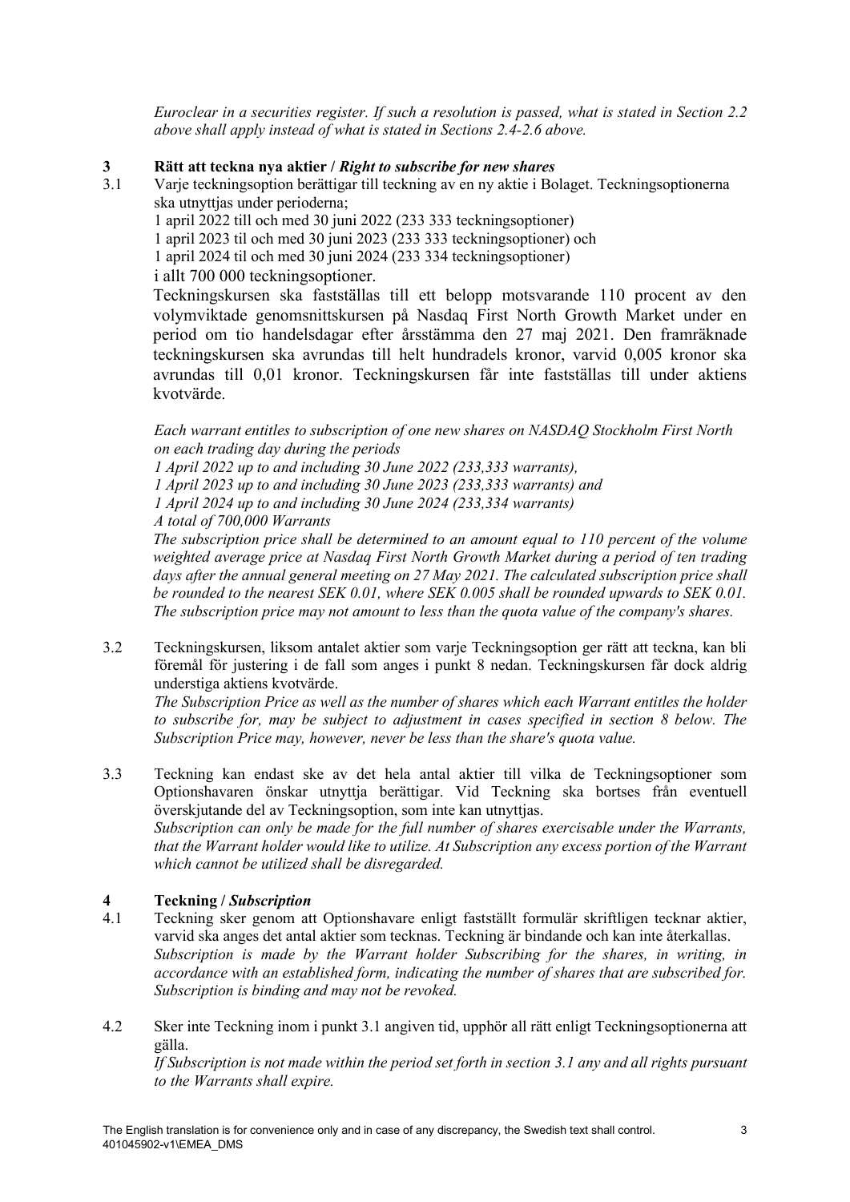*Euroclear in a securities register. If such a resolution is passed, what is stated in Section 2.2 above shall apply instead of what is stated in Sections 2.4-2.6 above.*

### 3 Rätt att teckna nya aktier / *Right to subscribe for new shares*

3.1 Varje teckningsoption berättigar till teckning av en ny aktie i Bolaget. Teckningsoptionerna ska utnyttjas under perioderna;

1 april 2022 till och med 30 juni 2022 (233 333 teckningsoptioner)

1 april 2023 til och med 30 juni 2023 (233 333 teckningsoptioner) och

1 april 2024 til och med 30 juni 2024 (233 334 teckningsoptioner)

i allt 700 000 teckningsoptioner.

Teckningskursen ska fastställas till ett belopp motsvarande 110 procent av den volymviktade genomsnittskursen på Nasdaq First North Growth Market under en period om tio handelsdagar efter årsstämma den 27 maj 2021. Den framräknade teckningskursen ska avrundas till helt hundradels kronor, varvid 0,005 kronor ska avrundas till 0,01 kronor. Teckningskursen får inte fastställas till under aktiens kvotvärde.

*Each warrant entitles to subscription of one new shares on NASDAQ Stockholm First North on each trading day during the periods*

*1 April 2022 up to and including 30 June 2022 (233,333 warrants),*

*1 April 2023 up to and including 30 June 2023 (233,333 warrants) and*

*1 April 2024 up to and including 30 June 2024 (233,334 warrants)*

*A total of 700,000 Warrants*

*The subscription price shall be determined to an amount equal to 110 percent of the volume weighted average price at Nasdaq First North Growth Market during a period of ten trading days after the annual general meeting on 27 May 2021. The calculated subscription price shall be rounded to the nearest SEK 0.01, where SEK 0.005 shall be rounded upwards to SEK 0.01. The subscription price may not amount to less than the quota value of the company's shares.*

3.2 Teckningskursen, liksom antalet aktier som varje Teckningsoption ger rätt att teckna, kan bli föremål för justering i de fall som anges i punkt 8 nedan. Teckningskursen får dock aldrig understiga aktiens kvotvärde.

*The Subscription Price as well as the number of shares which each Warrant entitles the holder to subscribe for, may be subject to adjustment in cases specified in section 8 below. The Subscription Price may, however, never be less than the share's quota value.*

3.3 Teckning kan endast ske av det hela antal aktier till vilka de Teckningsoptioner som Optionshavaren önskar utnyttja berättigar. Vid Teckning ska bortses från eventuell överskjutande del av Teckningsoption, som inte kan utnyttjas.

*Subscription can only be made for the full number of shares exercisable under the Warrants, that the Warrant holder would like to utilize. At Subscription any excess portion of the Warrant which cannot be utilized shall be disregarded.*

### 4 Teckning / *Subscription*

4.1 Teckning sker genom att Optionshavare enligt fastställt formulär skriftligen tecknar aktier, varvid ska anges det antal aktier som tecknas. Teckning är bindande och kan inte återkallas.

*Subscription is made by the Warrant holder Subscribing for the shares, in writing, in accordance with an established form, indicating the number of shares that are subscribed for. Subscription is binding and may not be revoked.*

4.2 Sker inte Teckning inom i punkt 3.1 angiven tid, upphör all rätt enligt Teckningsoptionerna att gälla.

*If Subscription is not made within the period set forth in section 3.1 any and all rights pursuant to the Warrants shall expire.*

The English translation is for convenience only and in case of any discrepancy, the Swedish text shall control.
401045902-v1\EMEA_DMS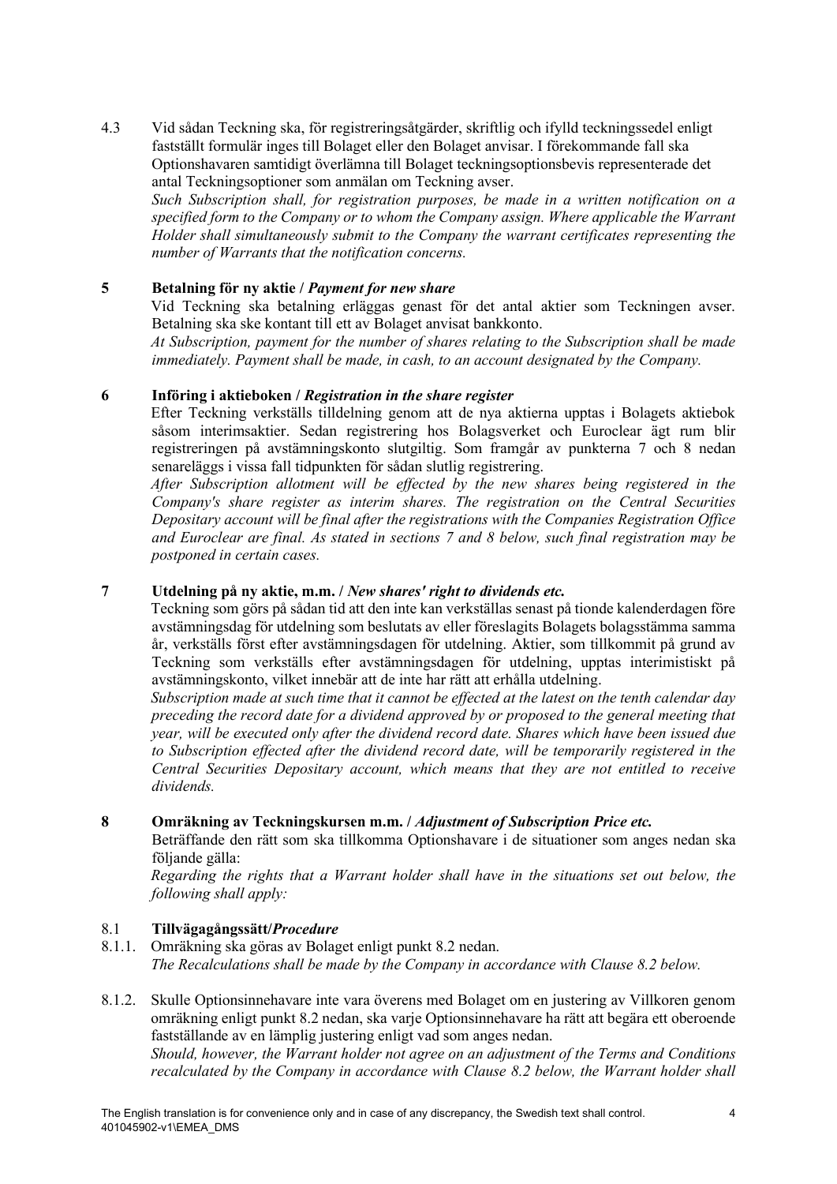4.3 Vid sådan Teckning ska, för registreringsåtgärder, skriftlig och ifylld teckningssedel enligt fastställt formulär inges till Bolaget eller den Bolaget anvisar. I förekommande fall ska Optionshavaren samtidigt överlämna till Bolaget teckningsoptionsbevis representerade det antal Teckningsoptioner som anmälan om Teckning avser.
*Such Subscription shall, for registration purposes, be made in a written notification on a specified form to the Company or to whom the Company assign. Where applicable the Warrant Holder shall simultaneously submit to the Company the warrant certificates representing the number of Warrants that the notification concerns.*

## 5 Betalning för ny aktie / *Payment for new share*

Vid Teckning ska betalning erläggas genast för det antal aktier som Teckningen avser. Betalning ska ske kontant till ett av Bolaget anvisat bankkonto.
*At Subscription, payment for the number of shares relating to the Subscription shall be made immediately. Payment shall be made, in cash, to an account designated by the Company.*

## 6 Införing i aktieboken / *Registration in the share register*

Efter Teckning verkställs tilldelning genom att de nya aktierna upptas i Bolagets aktiebok såsom interimsaktier. Sedan registrering hos Bolagsverket och Euroclear ägt rum blir registreringen på avstämningskonto slutgiltig. Som framgår av punkterna 7 och 8 nedan senareläggs i vissa fall tidpunkten för sådan slutlig registrering.
*After Subscription allotment will be effected by the new shares being registered in the Company's share register as interim shares. The registration on the Central Securities Depositary account will be final after the registrations with the Companies Registration Office and Euroclear are final. As stated in sections 7 and 8 below, such final registration may be postponed in certain cases.*

## 7 Utdelning på ny aktie, m.m. / *New shares' right to dividends etc.*

Teckning som görs på sådan tid att den inte kan verkställas senast på tionde kalenderdagen före avstämningsdag för utdelning som beslutats av eller föreslagits Bolagets bolagsstämma samma år, verkställs först efter avstämningsdagen för utdelning. Aktier, som tillkommit på grund av Teckning som verkställs efter avstämningsdagen för utdelning, upptas interimistiskt på avstämningskonto, vilket innebär att de inte har rätt att erhålla utdelning.
*Subscription made at such time that it cannot be effected at the latest on the tenth calendar day preceding the record date for a dividend approved by or proposed to the general meeting that year, will be executed only after the dividend record date. Shares which have been issued due to Subscription effected after the dividend record date, will be temporarily registered in the Central Securities Depositary account, which means that they are not entitled to receive dividends.*

## 8 Omräkning av Teckningskursen m.m. / *Adjustment of Subscription Price etc.*

Beträffande den rätt som ska tillkomma Optionshavare i de situationer som anges nedan ska följande gälla:
*Regarding the rights that a Warrant holder shall have in the situations set out below, the following shall apply:*

### 8.1 Tillvägagångssätt/*Procedure*

8.1.1. Omräkning ska göras av Bolaget enligt punkt 8.2 nedan.
*The Recalculations shall be made by the Company in accordance with Clause 8.2 below.*

8.1.2. Skulle Optionsinnehavare inte vara överens med Bolaget om en justering av Villkoren genom omräkning enligt punkt 8.2 nedan, ska varje Optionsinnehavare ha rätt att begära ett oberoende fastställande av en lämplig justering enligt vad som anges nedan.
*Should, however, the Warrant holder not agree on an adjustment of the Terms and Conditions recalculated by the Company in accordance with Clause 8.2 below, the Warrant holder shall*

The English translation is for convenience only and in case of any discrepancy, the Swedish text shall control.
401045902-v1\EMEA_DMS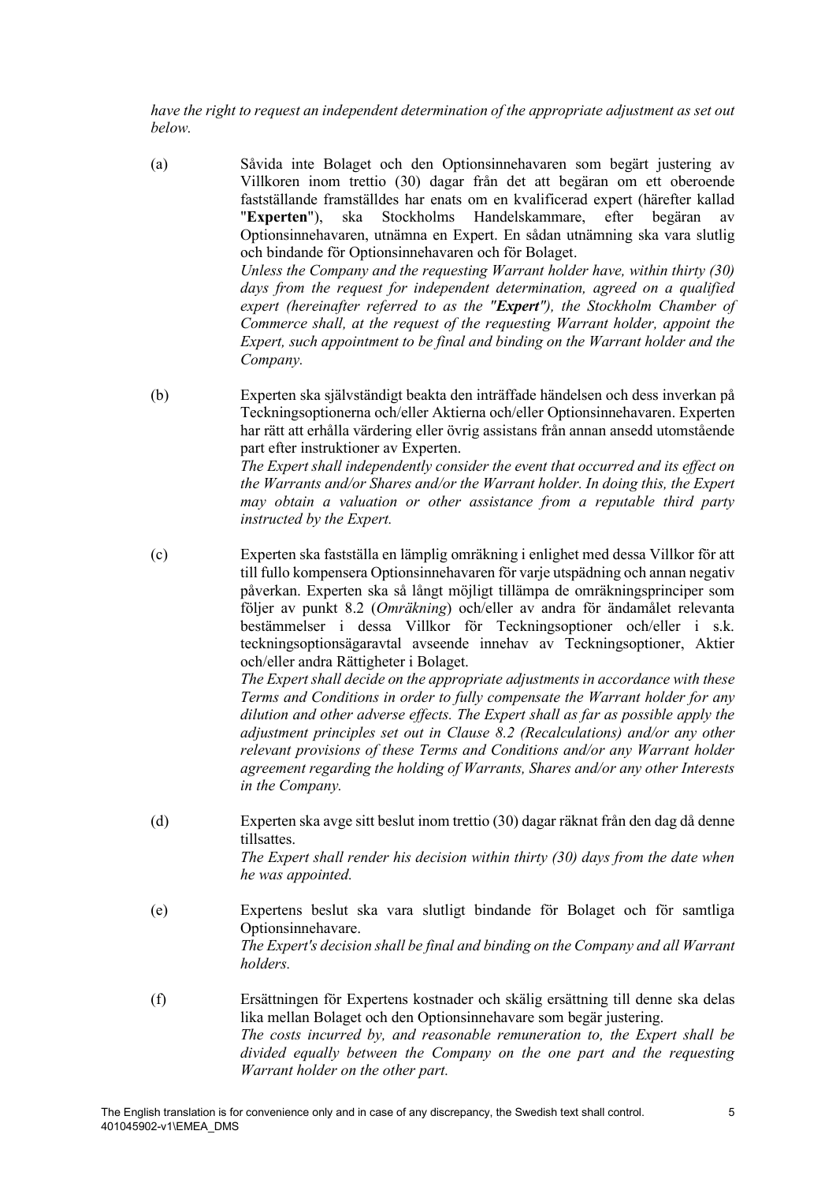*have the right to request an independent determination of the appropriate adjustment as set out below.*

(a) Såvida inte Bolaget och den Optionsinnehavaren som begärt justering av Villkoren inom trettio (30) dagar från det att begäran om ett oberoende fastställande framställdes har enats om en kvalificerad expert (härefter kallad "**Experten**"), ska Stockholms Handelskammare, efter begäran av Optionsinnehavaren, utnämna en Expert. En sådan utnämning ska vara slutlig och bindande för Optionsinnehavaren och för Bolaget.
*Unless the Company and the requesting Warrant holder have, within thirty (30) days from the request for independent determination, agreed on a qualified expert (hereinafter referred to as the "**Expert**"), the Stockholm Chamber of Commerce shall, at the request of the requesting Warrant holder, appoint the Expert, such appointment to be final and binding on the Warrant holder and the Company.*

(b) Experten ska självständigt beakta den inträffade händelsen och dess inverkan på Teckningsoptionerna och/eller Aktierna och/eller Optionsinnehavaren. Experten har rätt att erhålla värdering eller övrig assistans från annan ansedd utomstående part efter instruktioner av Experten.
*The Expert shall independently consider the event that occurred and its effect on the Warrants and/or Shares and/or the Warrant holder. In doing this, the Expert may obtain a valuation or other assistance from a reputable third party instructed by the Expert.*

(c) Experten ska fastställa en lämplig omräkning i enlighet med dessa Villkor för att till fullo kompensera Optionsinnehavaren för varje utspädning och annan negativ påverkan. Experten ska så långt möjligt tillämpa de omräkningsprinciper som följer av punkt 8.2 (*Omräkning*) och/eller av andra för ändamålet relevanta bestämmelser i dessa Villkor för Teckningsoptioner och/eller i s.k. teckningsoptionsägaravtal avseende innehav av Teckningsoptioner, Aktier och/eller andra Rättigheter i Bolaget.
*The Expert shall decide on the appropriate adjustments in accordance with these Terms and Conditions in order to fully compensate the Warrant holder for any dilution and other adverse effects. The Expert shall as far as possible apply the adjustment principles set out in Clause 8.2 (Recalculations) and/or any other relevant provisions of these Terms and Conditions and/or any Warrant holder agreement regarding the holding of Warrants, Shares and/or any other Interests in the Company.*

(d) Experten ska avge sitt beslut inom trettio (30) dagar räknat från den dag då denne tillsattes.
*The Expert shall render his decision within thirty (30) days from the date when he was appointed.*

(e) Expertens beslut ska vara slutligt bindande för Bolaget och för samtliga Optionsinnehavare.
*The Expert's decision shall be final and binding on the Company and all Warrant holders.*

(f) Ersättningen för Expertens kostnader och skälig ersättning till denne ska delas lika mellan Bolaget och den Optionsinnehavare som begär justering.
*The costs incurred by, and reasonable remuneration to, the Expert shall be divided equally between the Company on the one part and the requesting Warrant holder on the other part.*

The English translation is for convenience only and in case of any discrepancy, the Swedish text shall control.
401045902-v1\EMEA_DMS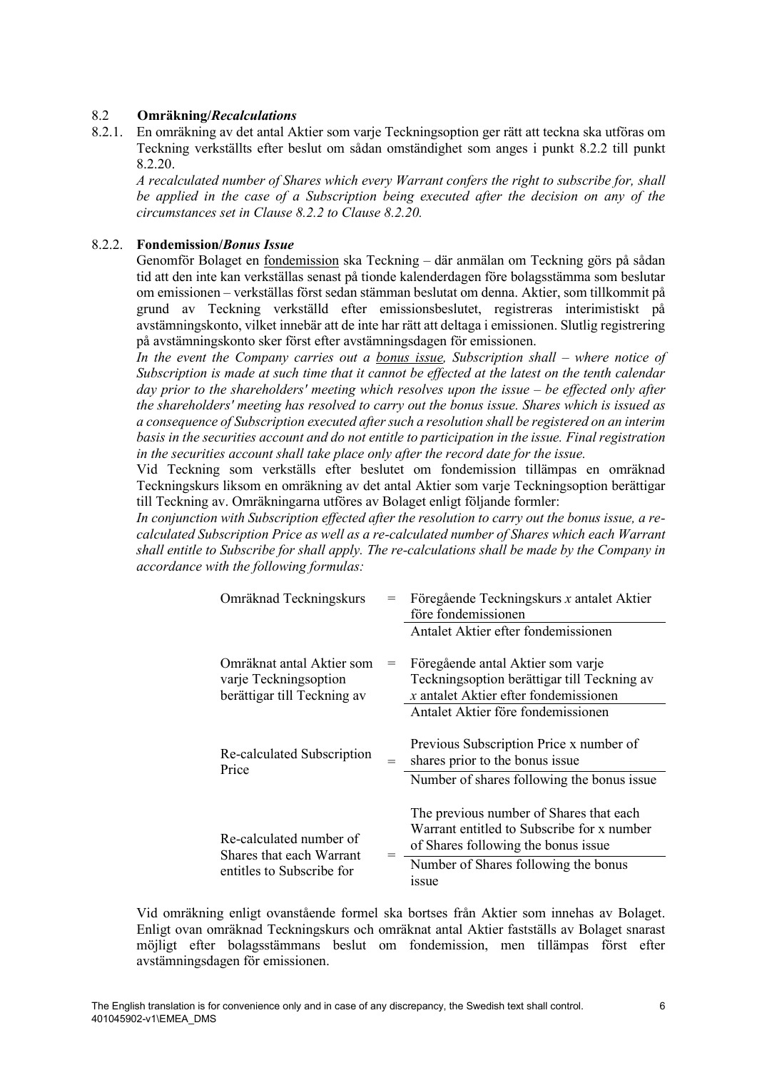8.2 **Omräkning/*Recalculations***

8.2.1. En omräkning av det antal Aktier som varje Teckningsoption ger rätt att teckna ska utföras om Teckning verkställts efter beslut om sådan omständighet som anges i punkt 8.2.2 till punkt 8.2.20.

*A recalculated number of Shares which every Warrant confers the right to subscribe for, shall be applied in the case of a Subscription being executed after the decision on any of the circumstances set in Clause 8.2.2 to Clause 8.2.20.*

8.2.2. **Fondemission/*Bonus Issue***

Genomför Bolaget en fondemission ska Teckning – där anmälan om Teckning görs på sådan tid att den inte kan verkställas senast på tionde kalenderdagen före bolagsstämma som beslutar om emissionen – verkställas först sedan stämman beslutat om denna. Aktier, som tillkommit på grund av Teckning verkställd efter emissionsbeslutet, registreras interimistiskt på avstämningskonto, vilket innebär att de inte har rätt att deltaga i emissionen. Slutlig registrering på avstämningskonto sker först efter avstämningsdagen för emissionen.

*In the event the Company carries out a bonus issue, Subscription shall – where notice of Subscription is made at such time that it cannot be effected at the latest on the tenth calendar day prior to the shareholders' meeting which resolves upon the issue – be effected only after the shareholders' meeting has resolved to carry out the bonus issue. Shares which is issued as a consequence of Subscription executed after such a resolution shall be registered on an interim basis in the securities account and do not entitle to participation in the issue. Final registration in the securities account shall take place only after the record date for the issue.*

Vid Teckning som verkställs efter beslutet om fondemission tillämpas en omräknad Teckningskurs liksom en omräkning av det antal Aktier som varje Teckningsoption berättigar till Teckning av. Omräkningarna utförs av Bolaget enligt följande formler:

*In conjunction with Subscription effected after the resolution to carry out the bonus issue, a re-calculated Subscription Price as well as a re-calculated number of Shares which each Warrant shall entitle to Subscribe for shall apply. The re-calculations shall be made by the Company in accordance with the following formulas:*

$$\text{Omräknad Teckningskurs} = \frac{\text{Föregående Teckningskurs } x \text{ antalet Aktier före fondemissionen}}{\text{Antalet Aktier efter fondemissionen}}$$

$$\text{Omräknat antal Aktier som varje Teckningsoption berättigar till Teckning av} = \frac{\text{Föregående antal Aktier som varje Teckningsoption berättigar till Teckning av } x \text{ antalet Aktier efter fondemissionen}}{\text{Antalet Aktier före fondemissionen}}$$

$$\text{Re-calculated Subscription Price} = \frac{\text{Previous Subscription Price x number of shares prior to the bonus issue}}{\text{Number of shares following the bonus issue}}$$

$$\text{Re-calculated number of Shares that each Warrant entitles to Subscribe for} = \frac{\text{The previous number of Shares that each Warrant entitled to Subscribe for x number of Shares following the bonus issue}}{\text{Number of Shares following the bonus issue}}$$

Vid omräkning enligt ovanstående formel ska bortses från Aktier som innehas av Bolaget. Enligt ovan omräknad Teckningskurs och omräknat antal Aktier fastställs av Bolaget snarast möjligt efter bolagsstämmans beslut om fondemission, men tillämpas först efter avstämningsdagen för emissionen.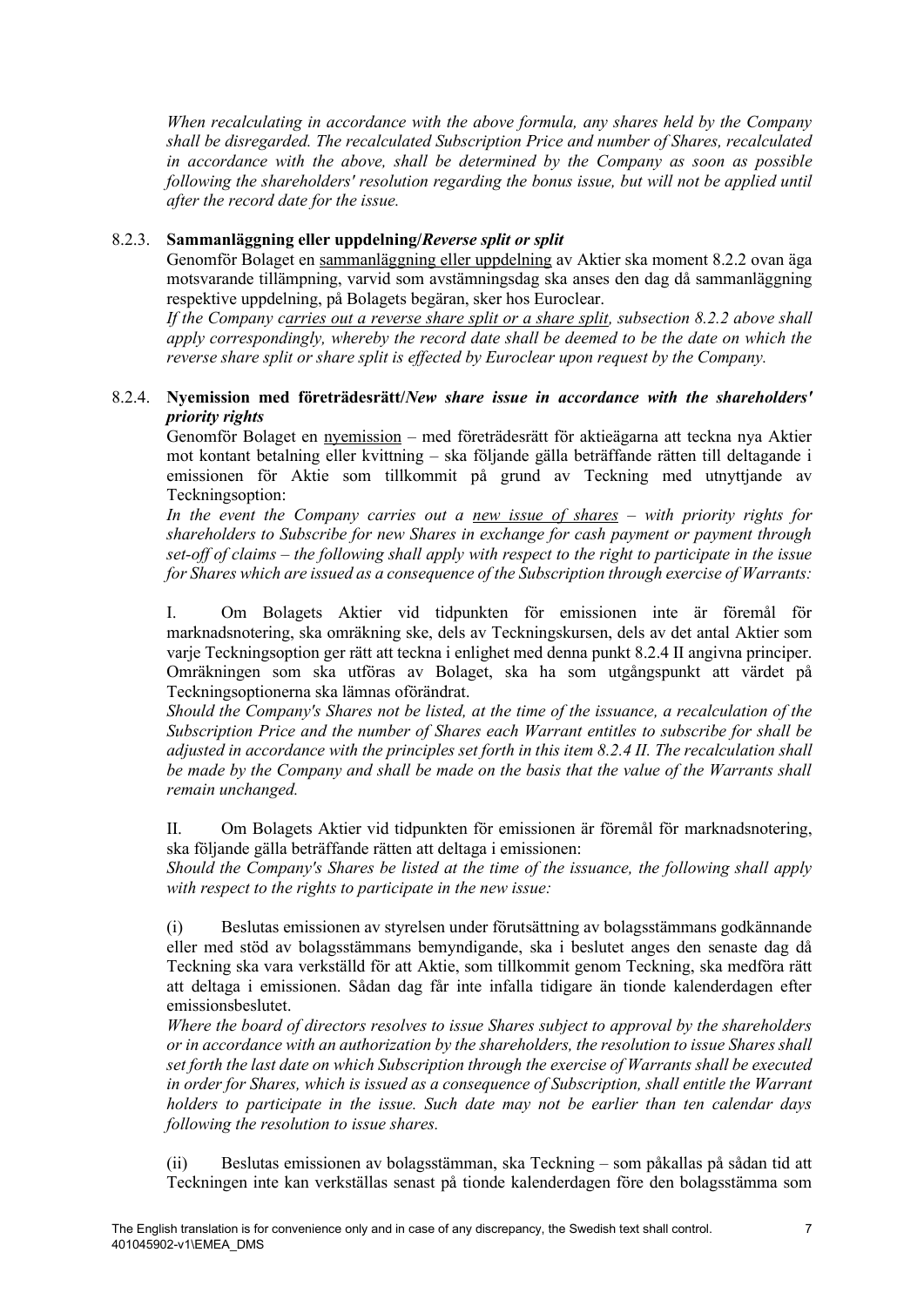*When recalculating in accordance with the above formula, any shares held by the Company shall be disregarded. The recalculated Subscription Price and number of Shares, recalculated in accordance with the above, shall be determined by the Company as soon as possible following the shareholders' resolution regarding the bonus issue, but will not be applied until after the record date for the issue.*

8.2.3. **Sammanläggning eller uppdelning/*Reverse split or split***

Genomför Bolaget en sammanläggning eller uppdelning av Aktier ska moment 8.2.2 ovan äga motsvarande tillämpning, varvid som avstämningsdag ska anses den dag då sammanläggning respektive uppdelning, på Bolagets begäran, sker hos Euroclear.

*If the Company carries out a reverse share split or a share split, subsection 8.2.2 above shall apply correspondingly, whereby the record date shall be deemed to be the date on which the reverse share split or share split is effected by Euroclear upon request by the Company.*

8.2.4. **Nyemission med företrädesrätt/*New share issue in accordance with the shareholders' priority rights***

Genomför Bolaget en nyemission – med företrädesrätt för aktieägarna att teckna nya Aktier mot kontant betalning eller kvittning – ska följande gälla beträffande rätten till deltagande i emissionen för Aktie som tillkommit på grund av Teckning med utnyttjande av Teckningsoption:

*In the event the Company carries out a new issue of shares – with priority rights for shareholders to Subscribe for new Shares in exchange for cash payment or payment through set-off of claims – the following shall apply with respect to the right to participate in the issue for Shares which are issued as a consequence of the Subscription through exercise of Warrants:*

I. Om Bolagets Aktier vid tidpunkten för emissionen inte är föremål för marknadsnotering, ska omräkning ske, dels av Teckningskursen, dels av det antal Aktier som varje Teckningsoption ger rätt att teckna i enlighet med denna punkt 8.2.4 II angivna principer. Omräkningen som ska utföras av Bolaget, ska ha som utgångspunkt att värdet på Teckningsoptionerna ska lämnas oförändrat.

*Should the Company's Shares not be listed, at the time of the issuance, a recalculation of the Subscription Price and the number of Shares each Warrant entitles to subscribe for shall be adjusted in accordance with the principles set forth in this item 8.2.4 II. The recalculation shall be made by the Company and shall be made on the basis that the value of the Warrants shall remain unchanged.*

II. Om Bolagets Aktier vid tidpunkten för emissionen är föremål för marknadsnotering, ska följande gälla beträffande rätten att deltaga i emissionen:

*Should the Company's Shares be listed at the time of the issuance, the following shall apply with respect to the rights to participate in the new issue:*

(i) Beslutas emissionen av styrelsen under förutsättning av bolagsstämmans godkännande eller med stöd av bolagsstämmans bemyndigande, ska i beslutet anges den senaste dag då Teckning ska vara verkställd för att Aktie, som tillkommit genom Teckning, ska medföra rätt att deltaga i emissionen. Sådan dag får inte infalla tidigare än tionde kalenderdagen efter emissionsbeslutet.

*Where the board of directors resolves to issue Shares subject to approval by the shareholders or in accordance with an authorization by the shareholders, the resolution to issue Shares shall set forth the last date on which Subscription through the exercise of Warrants shall be executed in order for Shares, which is issued as a consequence of Subscription, shall entitle the Warrant holders to participate in the issue. Such date may not be earlier than ten calendar days following the resolution to issue shares.*

(ii) Beslutas emissionen av bolagsstämman, ska Teckning – som påkallas på sådan tid att Teckningen inte kan verkställas senast på tionde kalenderdagen före den bolagsstämma som

The English translation is for convenience only and in case of any discrepancy, the Swedish text shall control.
401045902-v1\EMEA_DMS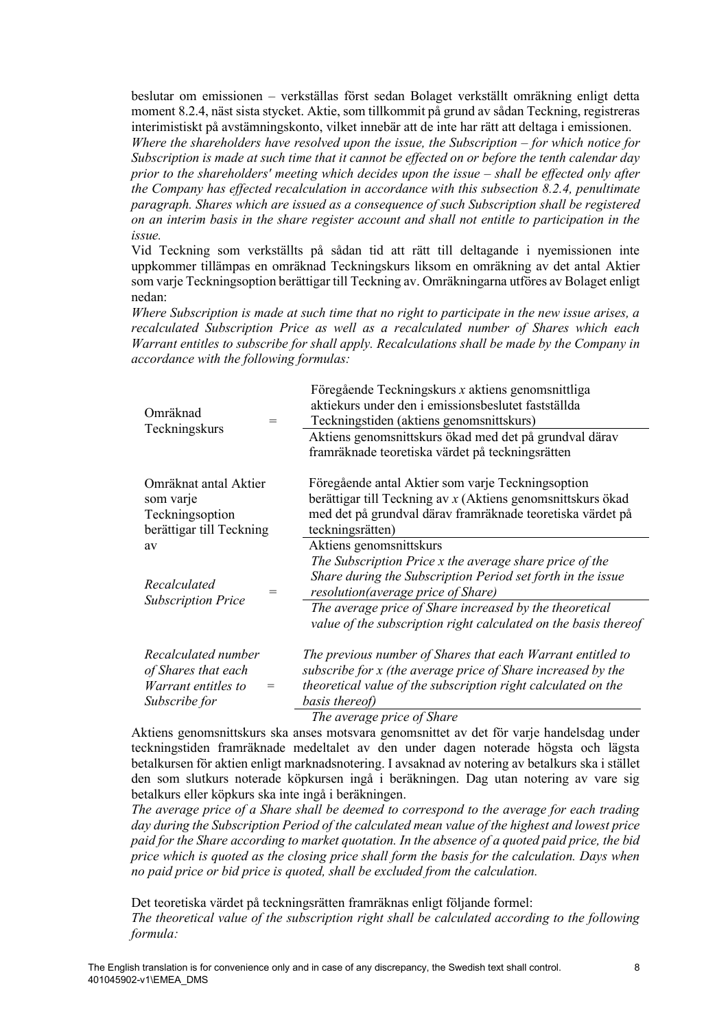beslutar om emissionen – verkställas först sedan Bolaget verkställt omräkning enligt detta moment 8.2.4, näst sista stycket. Aktie, som tillkommit på grund av sådan Teckning, registreras interimistiskt på avstämningskonto, vilket innebär att de inte har rätt att deltaga i emissionen.

*Where the shareholders have resolved upon the issue, the Subscription – for which notice for Subscription is made at such time that it cannot be effected on or before the tenth calendar day prior to the shareholders' meeting which decides upon the issue – shall be effected only after the Company has effected recalculation in accordance with this subsection 8.2.4, penultimate paragraph. Shares which are issued as a consequence of such Subscription shall be registered on an interim basis in the share register account and shall not entitle to participation in the issue.*

Vid Teckning som verkställts på sådan tid att rätt till deltagande i nyemissionen inte uppkommer tillämpas en omräknad Teckningskurs liksom en omräkning av det antal Aktier som varje Teckningsoption berättigar till Teckning av. Omräkningarna utföres av Bolaget enligt nedan:

*Where Subscription is made at such time that no right to participate in the new issue arises, a recalculated Subscription Price as well as a recalculated number of Shares which each Warrant entitles to subscribe for shall apply. Recalculations shall be made by the Company in accordance with the following formulas:*

$$\text{Omräknad Teckningskurs} = \frac{\text{Föregående Teckningskurs } x \text{ aktiens genomsnittliga aktiekurs under den i emissionsbeslutet fastställda Teckningstiden (aktiens genomsnittskurs)}}{\text{Aktiens genomsnittskurs ökad med det på grundval därav framräknade teoretiska värdet på teckningsrätten}}$$

$$\text{Omräknat antal Aktier som varje Teckningsoption berättigar till Teckning av} = \frac{\text{Föregående antal Aktier som varje Teckningsoption berättigar till Teckning av } x \text{ (Aktiens genomsnittskurs ökad med det på grundval därav framräknade teoretiska värdet på teckningsrätten)}}{\text{Aktiens genomsnittskurs}}$$

$$\textit{Recalculated Subscription Price} = \frac{\textit{The Subscription Price x the average share price of the Share during the Subscription Period set forth in the issue resolution(average price of Share)}}{\textit{The average price of Share increased by the theoretical value of the subscription right calculated on the basis thereof}}$$

$$\textit{Recalculated number of Shares that each Warrant entitles to Subscribe for} = \frac{\textit{The previous number of Shares that each Warrant entitled to subscribe for x (the average price of Share increased by the theoretical value of the subscription right calculated on the basis thereof)}}{\textit{The average price of Share}}$$

Aktiens genomsnittskurs ska anses motsvara genomsnittet av det för varje handelsdag under teckningstiden framräknade medeltalet av den under dagen noterade högsta och lägsta betalkursen för aktien enligt marknadsnotering. I avsaknad av notering av betalkurs ska i stället den som slutkurs noterade köpkursen ingå i beräkningen. Dag utan notering av vare sig betalkurs eller köpkurs ska inte ingå i beräkningen.

*The average price of a Share shall be deemed to correspond to the average for each trading day during the Subscription Period of the calculated mean value of the highest and lowest price paid for the Share according to market quotation. In the absence of a quoted paid price, the bid price which is quoted as the closing price shall form the basis for the calculation. Days when no paid price or bid price is quoted, shall be excluded from the calculation.*

Det teoretiska värdet på teckningsrätten framräknas enligt följande formel:

*The theoretical value of the subscription right shall be calculated according to the following formula:*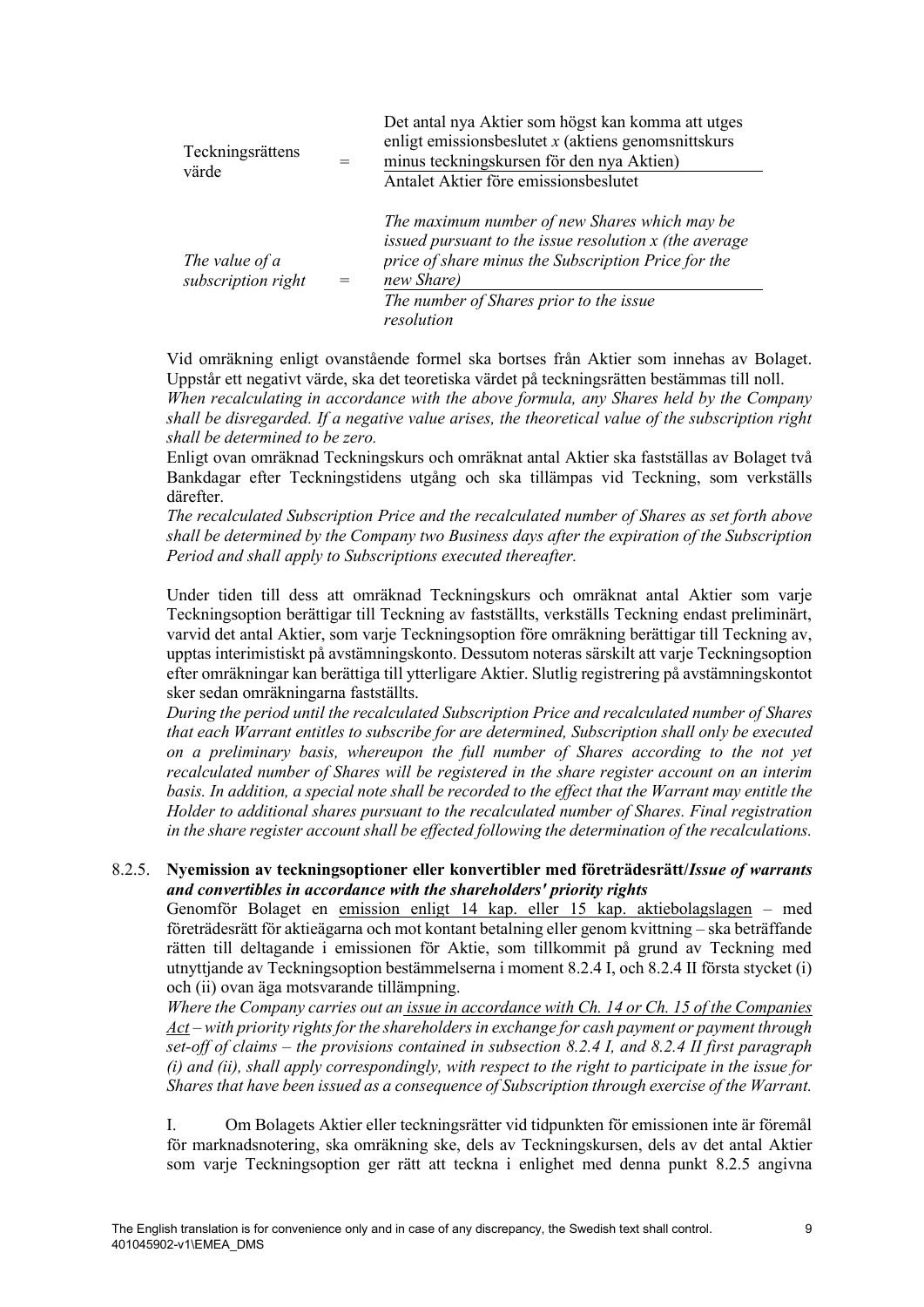$$\text{Teckningsrättens värde} = \frac{\text{Det antal nya Aktier som högst kan komma att utges enligt emissionsbeslutet } x \text{ (aktiens genomsnittskurs minus teckningskursen för den nya Aktien)}}{\text{Antalet Aktier före emissionsbeslutet}}$$

$$\textit{The value of a subscription right} = \frac{\textit{The maximum number of new Shares which may be issued pursuant to the issue resolution x (the average price of share minus the Subscription Price for the new Share)}}{\textit{The number of Shares prior to the issue resolution}}$$

Vid omräkning enligt ovanstående formel ska bortses från Aktier som innehas av Bolaget. Uppstår ett negativt värde, ska det teoretiska värdet på teckningsrätten bestämmas till noll.
*When recalculating in accordance with the above formula, any Shares held by the Company shall be disregarded. If a negative value arises, the theoretical value of the subscription right shall be determined to be zero.*

Enligt ovan omräknad Teckningskurs och omräknat antal Aktier ska fastställas av Bolaget två Bankdagar efter Teckningstidens utgång och ska tillämpas vid Teckning, som verkställs därefter.
*The recalculated Subscription Price and the recalculated number of Shares as set forth above shall be determined by the Company two Business days after the expiration of the Subscription Period and shall apply to Subscriptions executed thereafter.*

Under tiden till dess att omräknad Teckningskurs och omräknat antal Aktier som varje Teckningsoption berättigar till Teckning av fastställts, verkställs Teckning endast preliminärt, varvid det antal Aktier, som varje Teckningsoption före omräkning berättigar till Teckning av, upptas interimistiskt på avstämningskonto. Dessutom noteras särskilt att varje Teckningsoption efter omräkningar kan berättiga till ytterligare Aktier. Slutlig registrering på avstämningskontot sker sedan omräkningarna fastställts.
*During the period until the recalculated Subscription Price and recalculated number of Shares that each Warrant entitles to subscribe for are determined, Subscription shall only be executed on a preliminary basis, whereupon the full number of Shares according to the not yet recalculated number of Shares will be registered in the share register account on an interim basis. In addition, a special note shall be recorded to the effect that the Warrant may entitle the Holder to additional shares pursuant to the recalculated number of Shares. Final registration in the share register account shall be effected following the determination of the recalculations.*

8.2.5. **Nyemission av teckningsoptioner eller konvertibler med företrädesrätt/*Issue of warrants and convertibles in accordance with the shareholders' priority rights***

Genomför Bolaget en emission enligt 14 kap. eller 15 kap. aktiebolagslagen – med företrädesrätt för aktieägarna och mot kontant betalning eller genom kvittning – ska beträffande rätten till deltagande i emissionen för Aktie, som tillkommit på grund av Teckning med utnyttjande av Teckningsoption bestämmelserna i moment 8.2.4 I, och 8.2.4 II första stycket (i) och (ii) ovan äga motsvarande tillämpning.
*Where the Company carries out an issue in accordance with Ch. 14 or Ch. 15 of the Companies Act – with priority rights for the shareholders in exchange for cash payment or payment through set-off of claims – the provisions contained in subsection 8.2.4 I, and 8.2.4 II first paragraph (i) and (ii), shall apply correspondingly, with respect to the right to participate in the issue for Shares that have been issued as a consequence of Subscription through exercise of the Warrant.*

I. Om Bolagets Aktier eller teckningsrätter vid tidpunkten för emissionen inte är föremål för marknadsnotering, ska omräkning ske, dels av Teckningskursen, dels av det antal Aktier som varje Teckningsoption ger rätt att teckna i enlighet med denna punkt 8.2.5 angivna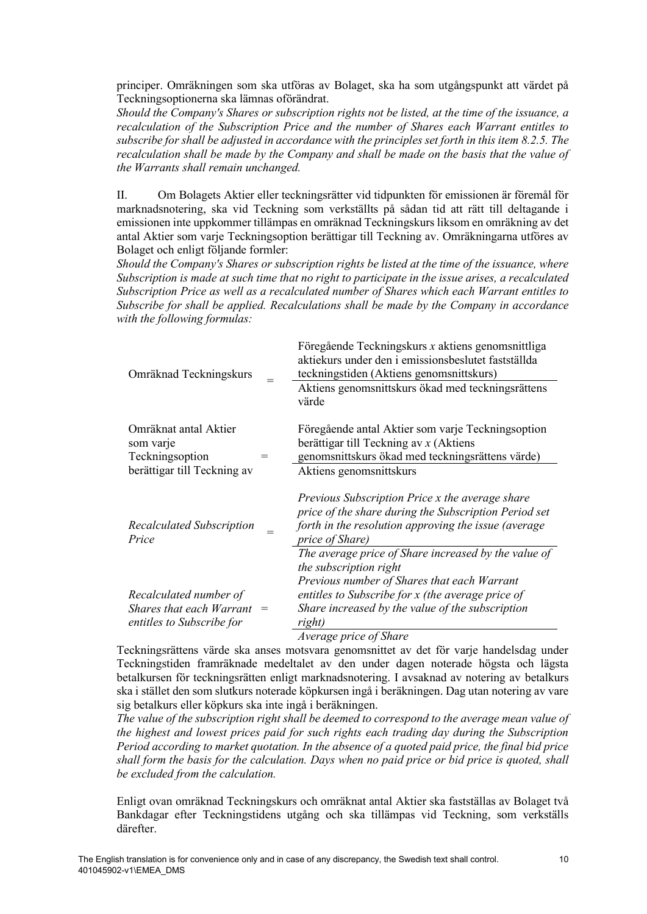principer. Omräkningen som ska utföras av Bolaget, ska ha som utgångspunkt att värdet på Teckningsoptionerna ska lämnas oförändrat.

*Should the Company's Shares or subscription rights not be listed, at the time of the issuance, a recalculation of the Subscription Price and the number of Shares each Warrant entitles to subscribe for shall be adjusted in accordance with the principles set forth in this item 8.2.5. The recalculation shall be made by the Company and shall be made on the basis that the value of the Warrants shall remain unchanged.*

II. Om Bolagets Aktier eller teckningsrätter vid tidpunkten för emissionen är föremål för marknadsnotering, ska vid Teckning som verkställts på sådan tid att rätt till deltagande i emissionen inte uppkommer tillämpas en omräknad Teckningskurs liksom en omräkning av det antal Aktier som varje Teckningsoption berättigar till Teckning av. Omräkningarna utföres av Bolaget och enligt följande formler:

*Should the Company's Shares or subscription rights be listed at the time of the issuance, where Subscription is made at such time that no right to participate in the issue arises, a recalculated Subscription Price as well as a recalculated number of Shares which each Warrant entitles to Subscribe for shall be applied. Recalculations shall be made by the Company in accordance with the following formulas:*

$$\text{Omräknad Teckningskurs} = \frac{\text{Föregående Teckningskurs } x \text{ aktiens genomsnittliga aktiekurs under den i emissionsbeslutet fastställda teckningstiden (Aktiens genomsnittskurs)}}{\text{Aktiens genomsnittskurs ökad med teckningsrättens värde}}$$

$$\text{Omräknat antal Aktier som varje Teckningsoption berättigar till Teckning av} = \frac{\text{Föregående antal Aktier som varje Teckningsoption berättigar till Teckning av } x \text{ (Aktiens genomsnittskurs ökad med teckningsrättens värde)}}{\text{Aktiens genomsnittskurs}}$$

$$\textit{Recalculated Subscription Price} = \frac{\textit{Previous Subscription Price x the average share price of the share during the Subscription Period set forth in the resolution approving the issue (average price of Share)}}{\textit{The average price of Share increased by the value of the subscription right}}$$

$$\textit{Recalculated number of Shares that each Warrant entitles to Subscribe for} = \frac{\textit{Previous number of Shares that each Warrant entitles to Subscribe for x (the average price of Share increased by the value of the subscription right)}}{\textit{Average price of Share}}$$

Teckningsrättens värde ska anses motsvara genomsnittet av det för varje handelsdag under Teckningstiden framräknade medeltalet av den under dagen noterade högsta och lägsta betalkursen för teckningsrätten enligt marknadsnotering. I avsaknad av notering av betalkurs ska i stället den som slutkurs noterade köpkursen ingå i beräkningen. Dag utan notering av vare sig betalkurs eller köpkurs ska inte ingå i beräkningen.

*The value of the subscription right shall be deemed to correspond to the average mean value of the highest and lowest prices paid for such rights each trading day during the Subscription Period according to market quotation. In the absence of a quoted paid price, the final bid price shall form the basis for the calculation. Days when no paid price or bid price is quoted, shall be excluded from the calculation.*

Enligt ovan omräknad Teckningskurs och omräknat antal Aktier ska fastställas av Bolaget två Bankdagar efter Teckningstidens utgång och ska tillämpas vid Teckning, som verkställs därefter.

The English translation is for convenience only and in case of any discrepancy, the Swedish text shall control.
401045902-v1\EMEA_DMS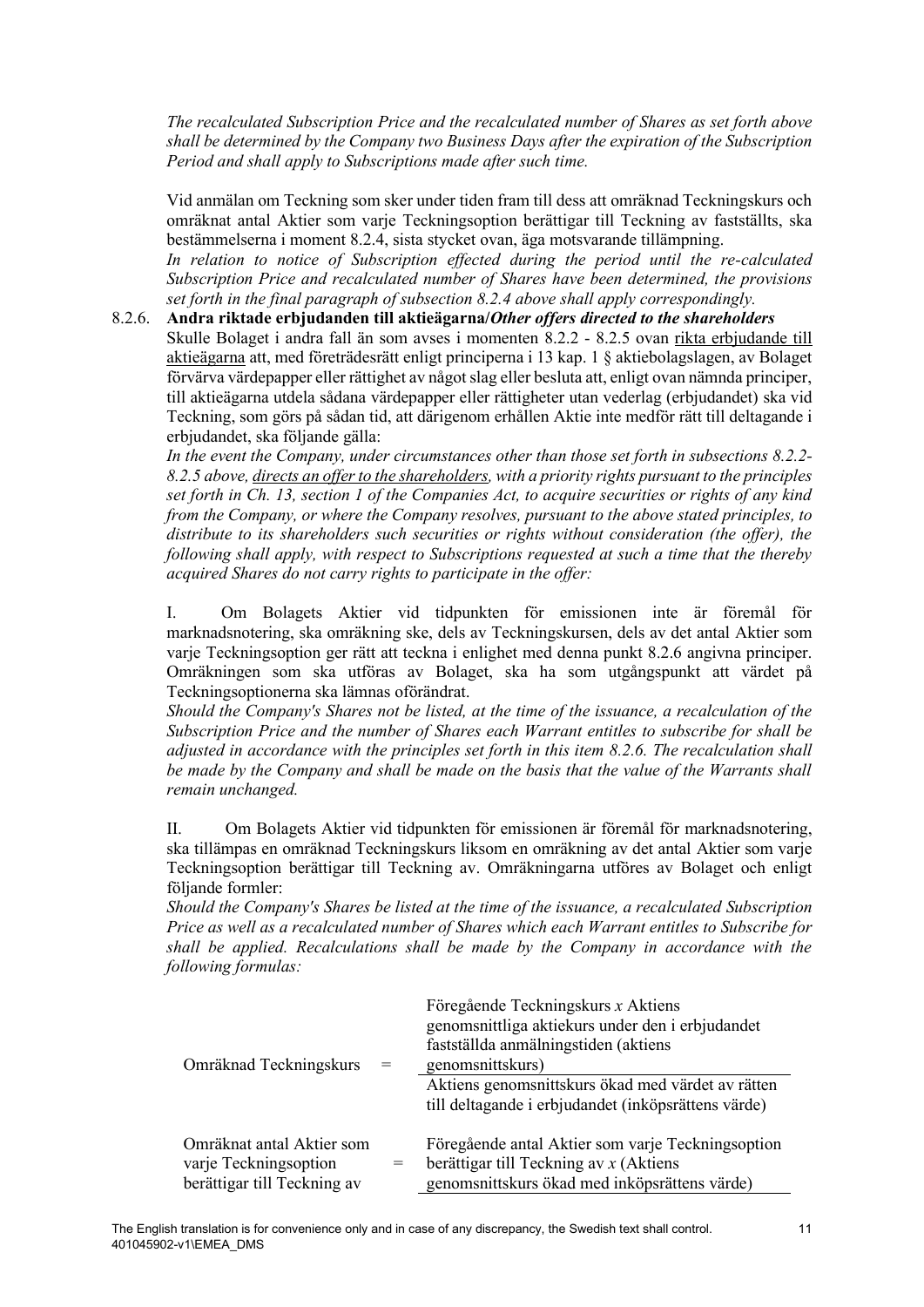*The recalculated Subscription Price and the recalculated number of Shares as set forth above shall be determined by the Company two Business Days after the expiration of the Subscription Period and shall apply to Subscriptions made after such time.*

Vid anmälan om Teckning som sker under tiden fram till dess att omräknad Teckningskurs och omräknat antal Aktier som varje Teckningsoption berättigar till Teckning av fastställts, ska bestämmelserna i moment 8.2.4, sista stycket ovan, äga motsvarande tillämpning.
*In relation to notice of Subscription effected during the period until the re-calculated Subscription Price and recalculated number of Shares have been determined, the provisions set forth in the final paragraph of subsection 8.2.4 above shall apply correspondingly.*

8.2.6. **Andra riktade erbjudanden till aktieägarna/*Other offers directed to the shareholders***

Skulle Bolaget i andra fall än som avses i momenten 8.2.2 - 8.2.5 ovan rikta erbjudande till aktieägarna att, med företrädesrätt enligt principerna i 13 kap. 1 § aktiebolagslagen, av Bolaget förvärva värdepapper eller rättighet av något slag eller besluta att, enligt ovan nämnda principer, till aktieägarna utdela sådana värdepapper eller rättigheter utan vederlag (erbjudandet) ska vid Teckning, som görs på sådan tid, att därigenom erhållen Aktie inte medför rätt till deltagande i erbjudandet, ska följande gälla:
*In the event the Company, under circumstances other than those set forth in subsections 8.2.2-8.2.5 above, directs an offer to the shareholders, with a priority rights pursuant to the principles set forth in Ch. 13, section 1 of the Companies Act, to acquire securities or rights of any kind from the Company, or where the Company resolves, pursuant to the above stated principles, to distribute to its shareholders such securities or rights without consideration (the offer), the following shall apply, with respect to Subscriptions requested at such a time that the thereby acquired Shares do not carry rights to participate in the offer:*

I. Om Bolagets Aktier vid tidpunkten för emissionen inte är föremål för marknadsnotering, ska omräkning ske, dels av Teckningskursen, dels av det antal Aktier som varje Teckningsoption ger rätt att teckna i enlighet med denna punkt 8.2.6 angivna principer. Omräkningen som ska utföras av Bolaget, ska ha som utgångspunkt att värdet på Teckningsoptionerna ska lämnas oförändrat.
*Should the Company's Shares not be listed, at the time of the issuance, a recalculation of the Subscription Price and the number of Shares each Warrant entitles to subscribe for shall be adjusted in accordance with the principles set forth in this item 8.2.6. The recalculation shall be made by the Company and shall be made on the basis that the value of the Warrants shall remain unchanged.*

II. Om Bolagets Aktier vid tidpunkten för emissionen är föremål för marknadsnotering, ska tillämpas en omräknad Teckningskurs liksom en omräkning av det antal Aktier som varje Teckningsoption berättigar till Teckning av. Omräkningarna utförs av Bolaget och enligt följande formler:
*Should the Company's Shares be listed at the time of the issuance, a recalculated Subscription Price as well as a recalculated number of Shares which each Warrant entitles to Subscribe for shall be applied. Recalculations shall be made by the Company in accordance with the following formulas:*

$$\text{Omräknad Teckningskurs} = \frac{\text{Föregående Teckningskurs } x \text{ Aktiens genomsnittliga aktiekurs under den i erbjudandet fastställda anmälningstiden (aktiens genomsnittskurs)}}{\text{Aktiens genomsnittskurs ökad med värdet av rätten till deltagande i erbjudandet (inköpsrättens värde)}}$$

$$\text{Omräknat antal Aktier som varje Teckningsoption berättigar till Teckning av} = \frac{\text{Föregående antal Aktier som varje Teckningsoption berättigar till Teckning av } x \text{ (Aktiens genomsnittskurs ökad med inköpsrättens värde)}}{}$$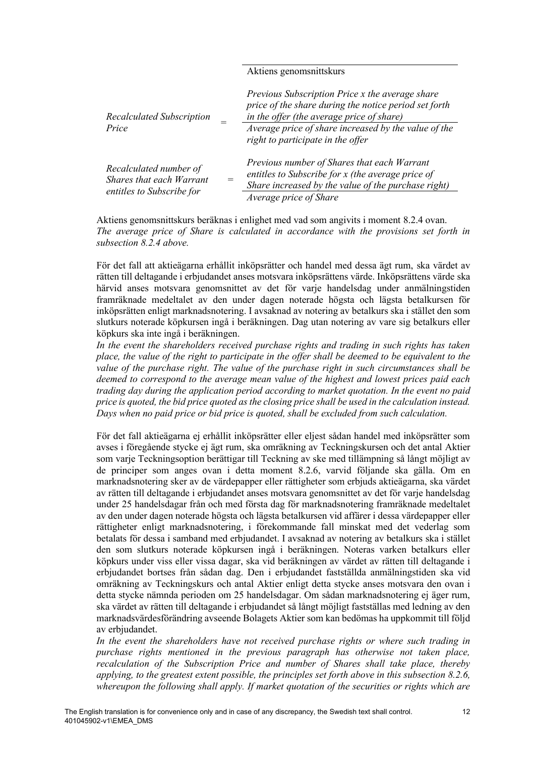$$\text{Aktiens genomsnittskurs}$$

$$\textit{Recalculated Subscription Price} = \frac{\textit{Previous Subscription Price x the average share price of the share during the notice period set forth in the offer (the average price of share)}}{\textit{Average price of share increased by the value of the right to participate in the offer}}$$

$$\textit{Recalculated number of Shares that each Warrant entitles to Subscribe for} = \frac{\textit{Previous number of Shares that each Warrant entitles to Subscribe for x (the average price of Share increased by the value of the purchase right)}}{\textit{Average price of Share}}$$

Aktiens genomsnittskurs beräknas i enlighet med vad som angivits i moment 8.2.4 ovan.
*The average price of Share is calculated in accordance with the provisions set forth in subsection 8.2.4 above.*

För det fall att aktieägarna erhållit inköpsrätter och handel med dessa ägt rum, ska värdet av rätten till deltagande i erbjudandet anses motsvara inköpsrättens värde. Inköpsrättens värde ska härvid anses motsvara genomsnittet av det för varje handelsdag under anmälningstiden framräknade medeltalet av den under dagen noterade högsta och lägsta betalkursen för inköpsrätten enligt marknadsnotering. I avsaknad av notering av betalkurs ska i stället den som slutkurs noterade köpkursen ingå i beräkningen. Dag utan notering av vare sig betalkurs eller köpkurs ska inte ingå i beräkningen.
*In the event the shareholders received purchase rights and trading in such rights has taken place, the value of the right to participate in the offer shall be deemed to be equivalent to the value of the purchase right. The value of the purchase right in such circumstances shall be deemed to correspond to the average mean value of the highest and lowest prices paid each trading day during the application period according to market quotation. In the event no paid price is quoted, the bid price quoted as the closing price shall be used in the calculation instead. Days when no paid price or bid price is quoted, shall be excluded from such calculation.*

För det fall aktieägarna ej erhållit inköpsrätter eller eljest sådan handel med inköpsrätter som avses i föregående stycke ej ägt rum, ska omräkning av Teckningskursen och det antal Aktier som varje Teckningsoption berättigar till Teckning av ske med tillämpning så långt möjligt av de principer som anges ovan i detta moment 8.2.6, varvid följande ska gälla. Om en marknadsnotering sker av de värdepapper eller rättigheter som erbjuds aktieägarna, ska värdet av rätten till deltagande i erbjudandet anses motsvara genomsnittet av det för varje handelsdag under 25 handelsdagar från och med första dag för marknadsnotering framräknade medeltalet av den under dagen noterade högsta och lägsta betalkursen vid affärer i dessa värdepapper eller rättigheter enligt marknadsnotering, i förekommande fall minskat med det vederlag som betalats för dessa i samband med erbjudandet. I avsaknad av notering av betalkurs ska i stället den som slutkurs noterade köpkursen ingå i beräkningen. Noteras varken betalkurs eller köpkurs under viss eller vissa dagar, ska vid beräkningen av värdet av rätten till deltagande i erbjudandet bortses från sådan dag. Den i erbjudandet fastställda anmälningstiden ska vid omräkning av Teckningskurs och antal Aktier enligt detta stycke anses motsvara den ovan i detta stycke nämnda perioden om 25 handelsdagar. Om sådan marknadsnotering ej äger rum, ska värdet av rätten till deltagande i erbjudandet så långt möjligt fastställas med ledning av den marknadsvärdesförändring avseende Bolagets Aktier som kan bedömas ha uppkommit till följd av erbjudandet.
*In the event the shareholders have not received purchase rights or where such trading in purchase rights mentioned in the previous paragraph has otherwise not taken place, recalculation of the Subscription Price and number of Shares shall take place, thereby applying, to the greatest extent possible, the principles set forth above in this subsection 8.2.6, whereupon the following shall apply. If market quotation of the securities or rights which are*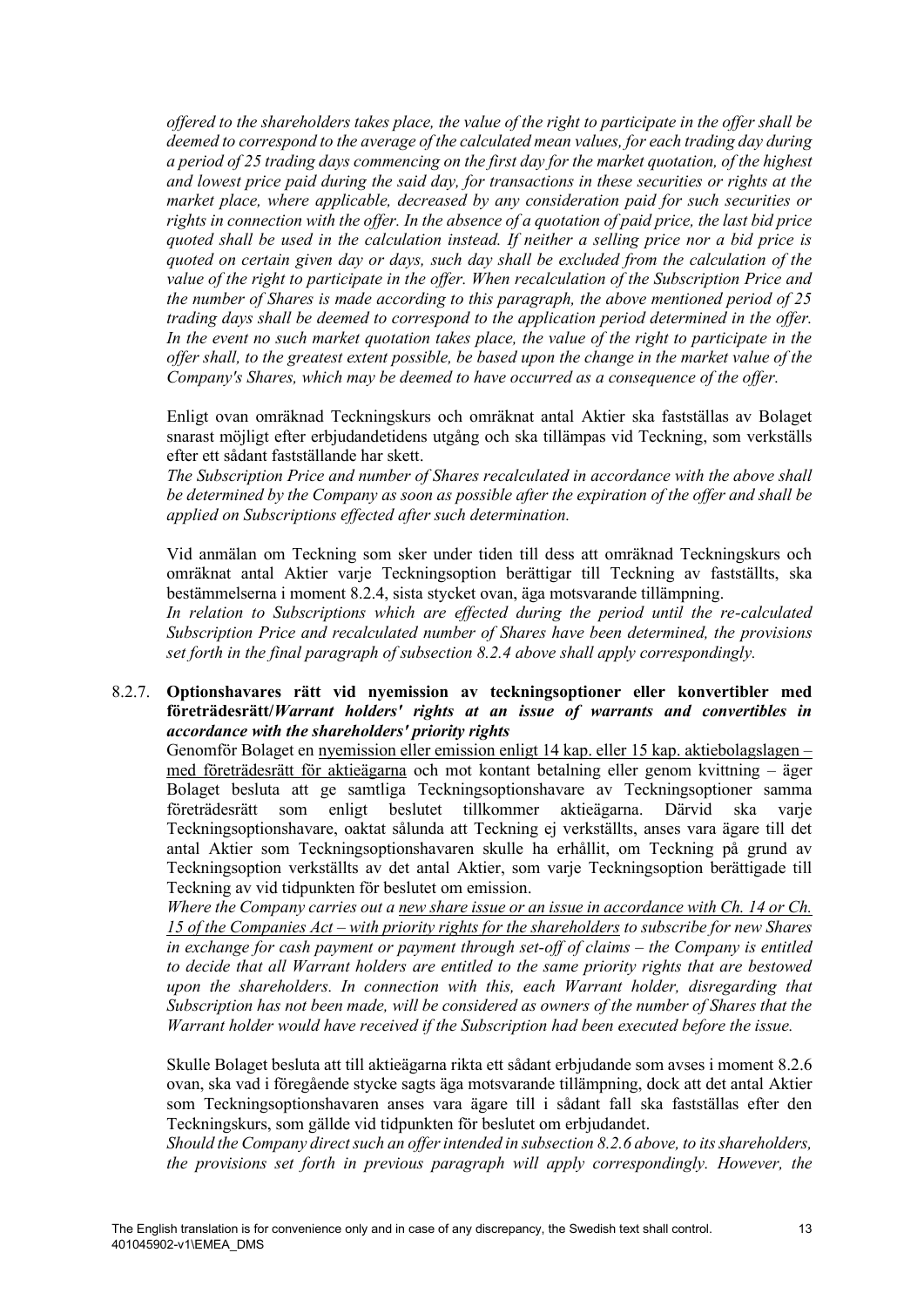*offered to the shareholders takes place, the value of the right to participate in the offer shall be deemed to correspond to the average of the calculated mean values, for each trading day during a period of 25 trading days commencing on the first day for the market quotation, of the highest and lowest price paid during the said day, for transactions in these securities or rights at the market place, where applicable, decreased by any consideration paid for such securities or rights in connection with the offer. In the absence of a quotation of paid price, the last bid price quoted shall be used in the calculation instead. If neither a selling price nor a bid price is quoted on certain given day or days, such day shall be excluded from the calculation of the value of the right to participate in the offer. When recalculation of the Subscription Price and the number of Shares is made according to this paragraph, the above mentioned period of 25 trading days shall be deemed to correspond to the application period determined in the offer. In the event no such market quotation takes place, the value of the right to participate in the offer shall, to the greatest extent possible, be based upon the change in the market value of the Company's Shares, which may be deemed to have occurred as a consequence of the offer.*

Enligt ovan omräknad Teckningskurs och omräknat antal Aktier ska fastställas av Bolaget snarast möjligt efter erbjudandetidens utgång och ska tillämpas vid Teckning, som verkställs efter ett sådant fastställande har skett.
*The Subscription Price and number of Shares recalculated in accordance with the above shall be determined by the Company as soon as possible after the expiration of the offer and shall be applied on Subscriptions effected after such determination.*

Vid anmälan om Teckning som sker under tiden till dess att omräknad Teckningskurs och omräknat antal Aktier varje Teckningsoption berättigar till Teckning av fastställts, ska bestämmelserna i moment 8.2.4, sista stycket ovan, äga motsvarande tillämpning.
*In relation to Subscriptions which are effected during the period until the re-calculated Subscription Price and recalculated number of Shares have been determined, the provisions set forth in the final paragraph of subsection 8.2.4 above shall apply correspondingly.*

8.2.7. **Optionshavares rätt vid nyemission av teckningsoptioner eller konvertibler med företrädesrätt/*Warrant holders' rights at an issue of warrants and convertibles in accordance with the shareholders' priority rights***

Genomför Bolaget en <u>nyemission eller emission enligt 14 kap. eller 15 kap. aktiebolagslagen – med företrädesrätt för aktieägarna</u> och mot kontant betalning eller genom kvittning – äger Bolaget besluta att ge samtliga Teckningsoptionshavare av Teckningsoptioner samma företrädesrätt som enligt beslutet tillkommer aktieägarna. Därvid ska varje Teckningsoptionshavare, oaktat sålunda att Teckning ej verkställts, anses vara ägare till det antal Aktier som Teckningsoptionshavaren skulle ha erhållit, om Teckning på grund av Teckningsoption verkställts av det antal Aktier, som varje Teckningsoption berättigade till Teckning av vid tidpunkten för beslutet om emission.
*Where the Company carries out a <u>new share issue or an issue in accordance with Ch. 14 or Ch. 15 of the Companies Act – with priority rights for the shareholders</u> to subscribe for new Shares in exchange for cash payment or payment through set-off of claims – the Company is entitled to decide that all Warrant holders are entitled to the same priority rights that are bestowed upon the shareholders. In connection with this, each Warrant holder, disregarding that Subscription has not been made, will be considered as owners of the number of Shares that the Warrant holder would have received if the Subscription had been executed before the issue.*

Skulle Bolaget besluta att till aktieägarna rikta ett sådant erbjudande som avses i moment 8.2.6 ovan, ska vad i föregående stycke sagts äga motsvarande tillämpning, dock att det antal Aktier som Teckningsoptionshavaren anses vara ägare till i sådant fall ska fastställas efter den Teckningskurs, som gällde vid tidpunkten för beslutet om erbjudandet.
*Should the Company direct such an offer intended in subsection 8.2.6 above, to its shareholders, the provisions set forth in previous paragraph will apply correspondingly. However, the*

The English translation is for convenience only and in case of any discrepancy, the Swedish text shall control.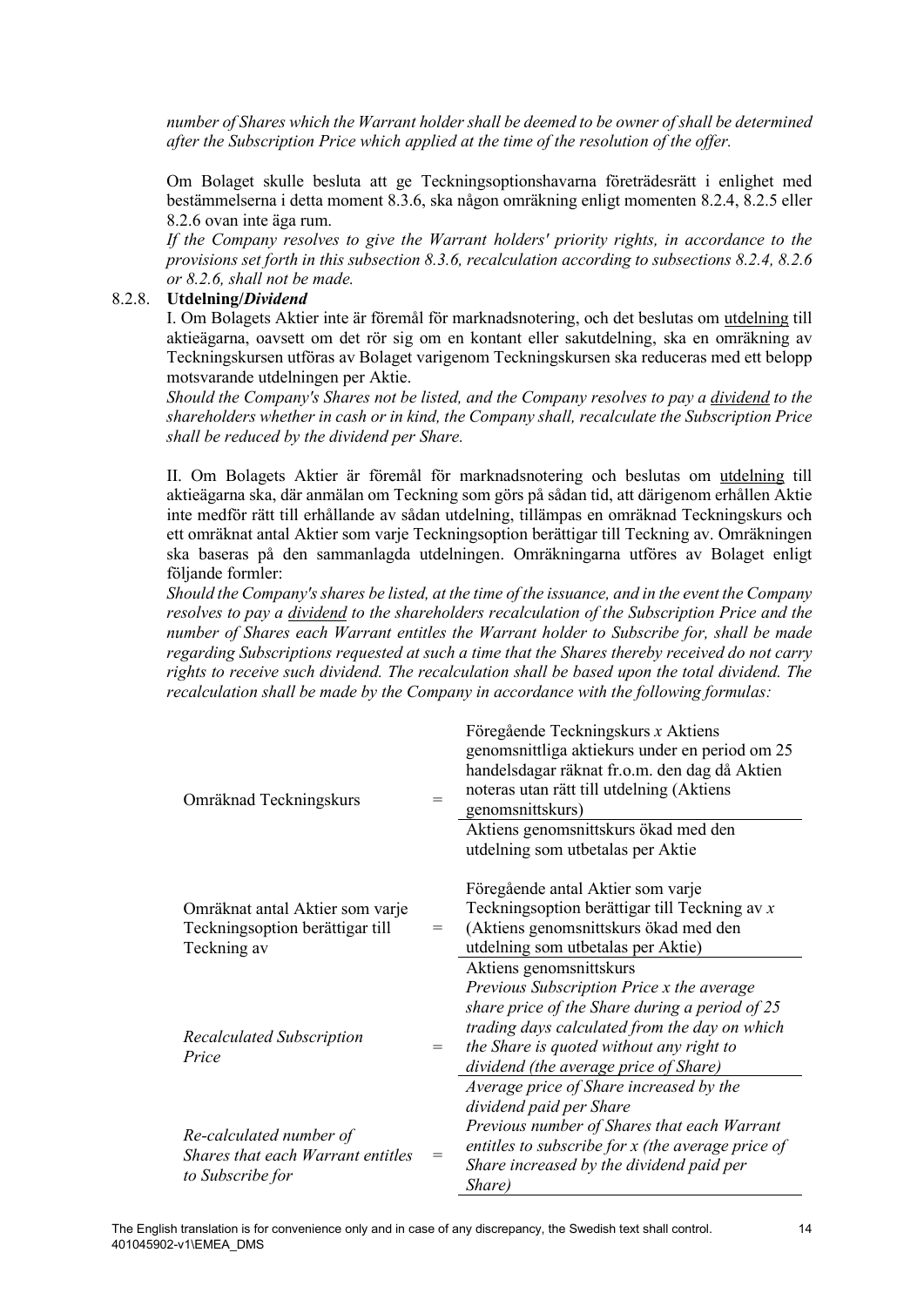*number of Shares which the Warrant holder shall be deemed to be owner of shall be determined after the Subscription Price which applied at the time of the resolution of the offer.*

Om Bolaget skulle besluta att ge Teckningsoptionshavarna företrädesrätt i enlighet med bestämmelserna i detta moment 8.3.6, ska någon omräkning enligt momenten 8.2.4, 8.2.5 eller 8.2.6 ovan inte äga rum.
*If the Company resolves to give the Warrant holders' priority rights, in accordance to the provisions set forth in this subsection 8.3.6, recalculation according to subsections 8.2.4, 8.2.6 or 8.2.6, shall not be made.*

8.2.8. **Utdelning/*Dividend***

I. Om Bolagets Aktier inte är föremål för marknadsnotering, och det beslutas om utdelning till aktieägarna, oavsett om det rör sig om en kontant eller sakutdelning, ska en omräkning av Teckningskursen utföras av Bolaget varigenom Teckningskursen ska reduceras med ett belopp motsvarande utdelningen per Aktie.
*Should the Company's Shares not be listed, and the Company resolves to pay a dividend to the shareholders whether in cash or in kind, the Company shall, recalculate the Subscription Price shall be reduced by the dividend per Share.*

II. Om Bolagets Aktier är föremål för marknadsnotering och beslutas om utdelning till aktieägarna ska, där anmälan om Teckning som görs på sådan tid, att därigenom erhållen Aktie inte medför rätt till erhållande av sådan utdelning, tillämpas en omräknad Teckningskurs och ett omräknat antal Aktier som varje Teckningsoption berättigar till Teckning av. Omräkningen ska baseras på den sammanlagda utdelningen. Omräkningarna utförs av Bolaget enligt följande formler:
*Should the Company's shares be listed, at the time of the issuance, and in the event the Company resolves to pay a dividend to the shareholders recalculation of the Subscription Price and the number of Shares each Warrant entitles the Warrant holder to Subscribe for, shall be made regarding Subscriptions requested at such a time that the Shares thereby received do not carry rights to receive such dividend. The recalculation shall be based upon the total dividend. The recalculation shall be made by the Company in accordance with the following formulas:*

Omräknad Teckningskurs = 
Föregående Teckningskurs *x* Aktiens genomsnittliga aktiekurs under en period om 25 handelsdagar räknat fr.o.m. den dag då Aktien noteras utan rätt till utdelning (Aktiens genomsnittskurs)
———
Aktiens genomsnittskurs ökad med den utdelning som utbetalas per Aktie

Omräknat antal Aktier som varje Teckningsoption berättigar till Teckning av = 
Föregående antal Aktier som varje Teckningsoption berättigar till Teckning av *x* (Aktiens genomsnittskurs ökad med den utdelning som utbetalas per Aktie)
———
Aktiens genomsnittskurs

*Recalculated Subscription Price* = 
*Previous Subscription Price x the average share price of the Share during a period of 25 trading days calculated from the day on which the Share is quoted without any right to dividend (the average price of Share)*
———
*Average price of Share increased by the dividend paid per Share*

*Re-calculated number of Shares that each Warrant entitles to Subscribe for* = 
*Previous number of Shares that each Warrant entitles to subscribe for x (the average price of Share increased by the dividend paid per Share)*
———

The English translation is for convenience only and in case of any discrepancy, the Swedish text shall control.
401045902-v1\EMEA_DMS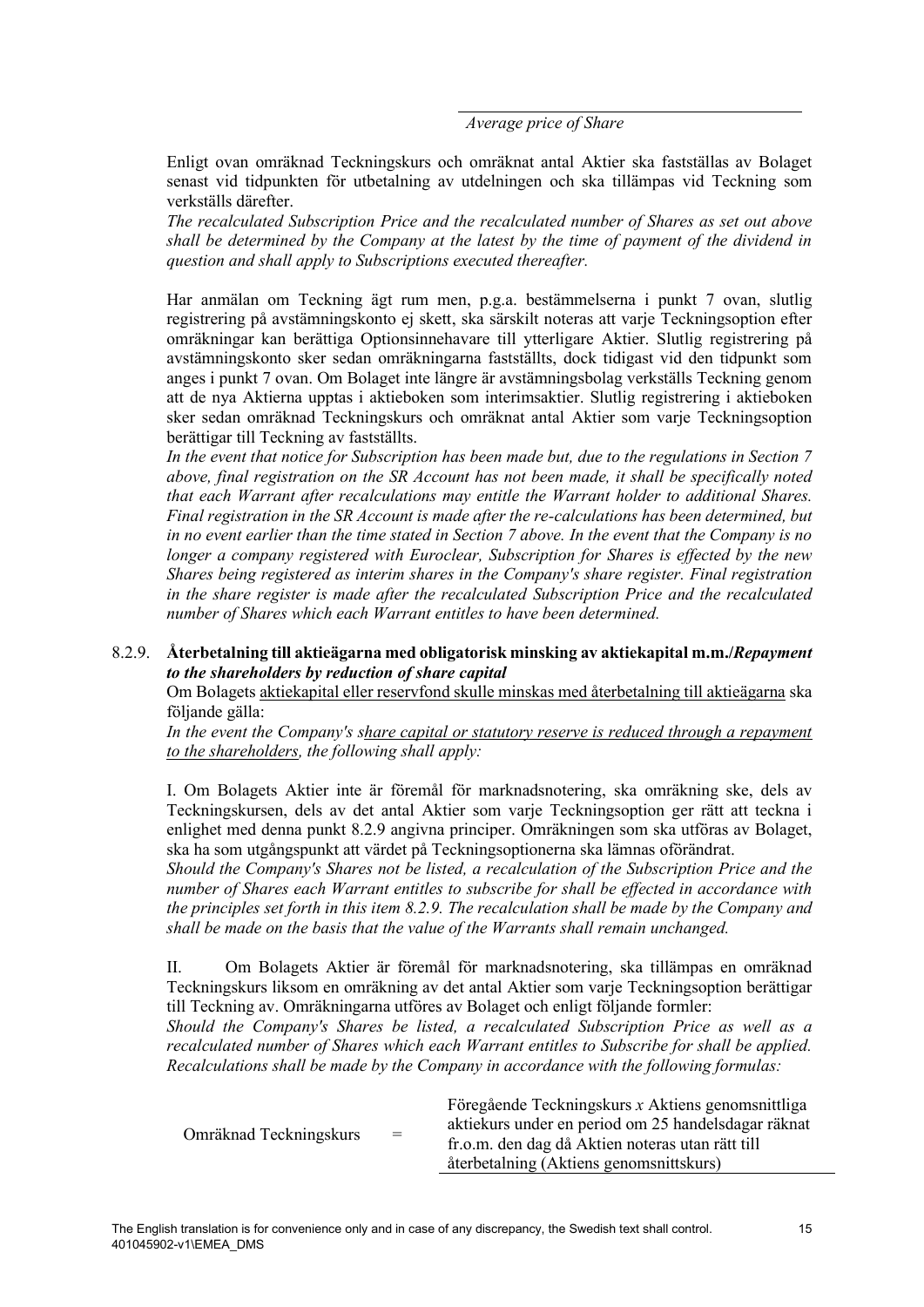*Average price of Share*

Enligt ovan omräknad Teckningskurs och omräknat antal Aktier ska fastställas av Bolaget senast vid tidpunkten för utbetalning av utdelningen och ska tillämpas vid Teckning som verkställs därefter.
*The recalculated Subscription Price and the recalculated number of Shares as set out above shall be determined by the Company at the latest by the time of payment of the dividend in question and shall apply to Subscriptions executed thereafter.*

Har anmälan om Teckning ägt rum men, p.g.a. bestämmelserna i punkt 7 ovan, slutlig registrering på avstämningskonto ej skett, ska särskilt noteras att varje Teckningsoption efter omräkningar kan berättiga Optionsinnehavare till ytterligare Aktier. Slutlig registrering på avstämningskonto sker sedan omräkningarna fastställts, dock tidigast vid den tidpunkt som anges i punkt 7 ovan. Om Bolaget inte längre är avstämningsbolag verkställs Teckning genom att de nya Aktierna upptas i aktieboken som interimsaktier. Slutlig registrering i aktieboken sker sedan omräknad Teckningskurs och omräknat antal Aktier som varje Teckningsoption berättigar till Teckning av fastställts.
*In the event that notice for Subscription has been made but, due to the regulations in Section 7 above, final registration on the SR Account has not been made, it shall be specifically noted that each Warrant after recalculations may entitle the Warrant holder to additional Shares. Final registration in the SR Account is made after the re-calculations has been determined, but in no event earlier than the time stated in Section 7 above. In the event that the Company is no longer a company registered with Euroclear, Subscription for Shares is effected by the new Shares being registered as interim shares in the Company's share register. Final registration in the share register is made after the recalculated Subscription Price and the recalculated number of Shares which each Warrant entitles to have been determined.*

8.2.9. **Återbetalning till aktieägarna med obligatorisk minsking av aktiekapital m.m./*Repayment to the shareholders by reduction of share capital***

Om Bolagets aktiekapital eller reservfond skulle minskas med återbetalning till aktieägarna ska följande gälla:
*In the event the Company's share capital or statutory reserve is reduced through a repayment to the shareholders, the following shall apply:*

I. Om Bolagets Aktier inte är föremål för marknadsnotering, ska omräkning ske, dels av Teckningskursen, dels av det antal Aktier som varje Teckningsoption ger rätt att teckna i enlighet med denna punkt 8.2.9 angivna principer. Omräkningen som ska utföras av Bolaget, ska ha som utgångspunkt att värdet på Teckningsoptionerna ska lämnas oförändrat.
*Should the Company's Shares not be listed, a recalculation of the Subscription Price and the number of Shares each Warrant entitles to subscribe for shall be effected in accordance with the principles set forth in this item 8.2.9. The recalculation shall be made by the Company and shall be made on the basis that the value of the Warrants shall remain unchanged.*

II. Om Bolagets Aktier är föremål för marknadsnotering, ska tillämpas en omräknad Teckningskurs liksom en omräkning av det antal Aktier som varje Teckningsoption berättigar till Teckning av. Omräkningarna utföres av Bolaget och enligt följande formler:
*Should the Company's Shares be listed, a recalculated Subscription Price as well as a recalculated number of Shares which each Warrant entitles to Subscribe for shall be applied. Recalculations shall be made by the Company in accordance with the following formulas:*

Omräknad Teckningskurs = Föregående Teckningskurs *x* Aktiens genomsnittliga aktiekurs under en period om 25 handelsdagar räknat fr.o.m. den dag då Aktien noteras utan rätt till återbetalning (Aktiens genomsnittskurs)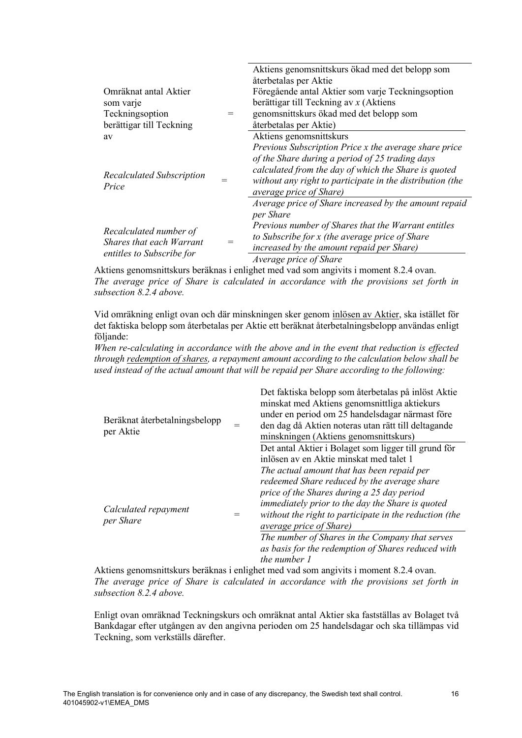| | | |
|---|---|---|
| Omräknat antal Aktier som varje Teckningsoption berättigar till Teckning av | = | Aktiens genomsnittskurs ökad med det belopp som återbetalas per Aktie<br>Föregående antal Aktier som varje Teckningsoption berättigar till Teckning av *x* (Aktiens genomsnittskurs ökad med det belopp som återbetalas per Aktie)<br>Aktiens genomsnittskurs |
| *Recalculated Subscription Price* | = | *Previous Subscription Price x the average share price of the Share during a period of 25 trading days calculated from the day of which the Share is quoted without any right to participate in the distribution (the average price of Share)*<br>*Average price of Share increased by the amount repaid per Share* |
| *Recalculated number of Shares that each Warrant entitles to Subscribe for* | = | *Previous number of Shares that the Warrant entitles to Subscribe for x (the average price of Share increased by the amount repaid per Share)*<br>*Average price of Share* |

Aktiens genomsnittskurs beräknas i enlighet med vad som angivits i moment 8.2.4 ovan.
*The average price of Share is calculated in accordance with the provisions set forth in subsection 8.2.4 above.*

Vid omräkning enligt ovan och där minskningen sker genom <u>inlösen av Aktier</u>, ska istället för det faktiska belopp som återbetalas per Aktie ett beräknat återbetalningsbelopp användas enligt följande:
*When re-calculating in accordance with the above and in the event that reduction is effected through <u>redemption of shares</u>, a repayment amount according to the calculation below shall be used instead of the actual amount that will be repaid per Share according to the following:*

| | | |
|---|---|---|
| Beräknat återbetalningsbelopp per Aktie | = | Det faktiska belopp som återbetalas på inlöst Aktie minskat med Aktiens genomsnittliga aktiekurs under en period om 25 handelsdagar närmast före den dag då Aktien noteras utan rätt till deltagande minskningen (Aktiens genomsnittskurs)<br>Det antal Aktier i Bolaget som ligger till grund för inlösen av en Aktie minskat med talet 1 |
| *Calculated repayment per Share* | = | *The actual amount that has been repaid per redeemed Share reduced by the average share price of the Shares during a 25 day period immediately prior to the day the Share is quoted without the right to participate in the reduction (the average price of Share)*<br>*The number of Shares in the Company that serves as basis for the redemption of Shares reduced with the number 1* |

Aktiens genomsnittskurs beräknas i enlighet med vad som angivits i moment 8.2.4 ovan.
*The average price of Share is calculated in accordance with the provisions set forth in subsection 8.2.4 above.*

Enligt ovan omräknad Teckningskurs och omräknat antal Aktier ska fastställas av Bolaget två Bankdagar efter utgången av den angivna perioden om 25 handelsdagar och ska tillämpas vid Teckning, som verkställs därefter.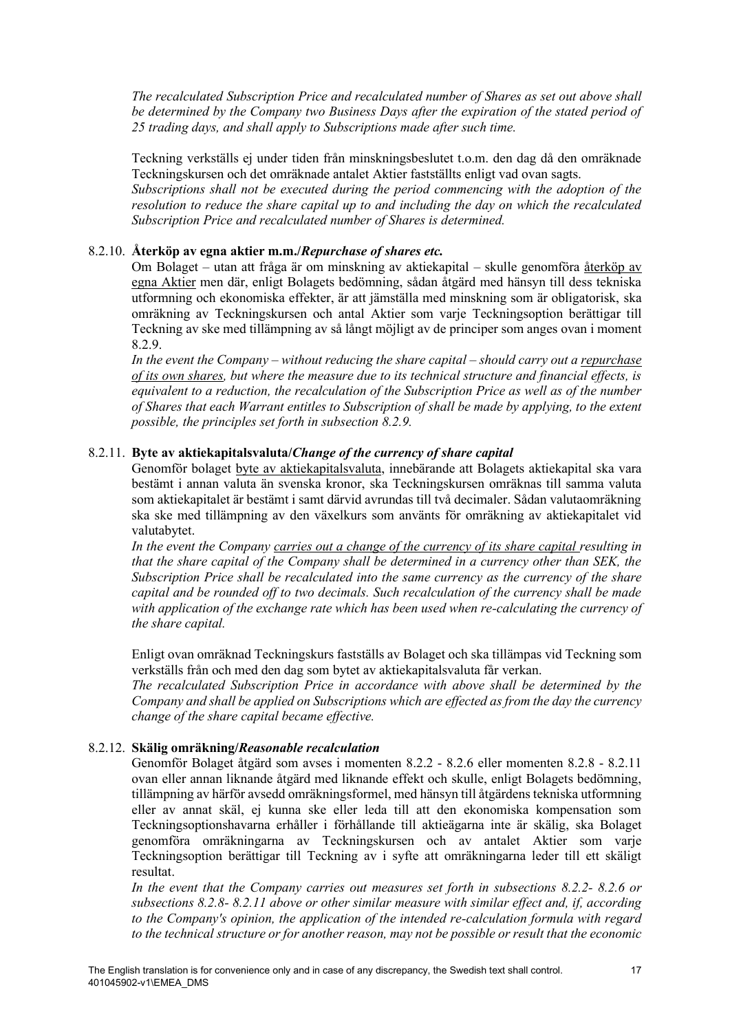*The recalculated Subscription Price and recalculated number of Shares as set out above shall be determined by the Company two Business Days after the expiration of the stated period of 25 trading days, and shall apply to Subscriptions made after such time.*

Teckning verkställs ej under tiden från minskningsbeslutet t.o.m. den dag då den omräknade Teckningskursen och det omräknade antalet Aktier fastställts enligt vad ovan sagts.
*Subscriptions shall not be executed during the period commencing with the adoption of the resolution to reduce the share capital up to and including the day on which the recalculated Subscription Price and recalculated number of Shares is determined.*

8.2.10. **Återköp av egna aktier m.m./*Repurchase of shares etc.***

Om Bolaget – utan att fråga är om minskning av aktiekapital – skulle genomföra återköp av egna Aktier men där, enligt Bolagets bedömning, sådan åtgärd med hänsyn till dess tekniska utformning och ekonomiska effekter, är att jämställa med minskning som är obligatorisk, ska omräkning av Teckningskursen och antal Aktier som varje Teckningsoption berättigar till Teckning av ske med tillämpning av så långt möjligt av de principer som anges ovan i moment 8.2.9.
*In the event the Company – without reducing the share capital – should carry out a repurchase of its own shares, but where the measure due to its technical structure and financial effects, is equivalent to a reduction, the recalculation of the Subscription Price as well as of the number of Shares that each Warrant entitles to Subscription of shall be made by applying, to the extent possible, the principles set forth in subsection 8.2.9.*

8.2.11. **Byte av aktiekapitalsvaluta/*Change of the currency of share capital***

Genomför bolaget byte av aktiekapitalsvaluta, innebärande att Bolagets aktiekapital ska vara bestämt i annan valuta än svenska kronor, ska Teckningskursen omräknas till samma valuta som aktiekapitalet är bestämt i samt därvid avrundas till två decimaler. Sådan valutaomräkning ska ske med tillämpning av den växelkurs som använts för omräkning av aktiekapitalet vid valutabytet.
*In the event the Company carries out a change of the currency of its share capital resulting in that the share capital of the Company shall be determined in a currency other than SEK, the Subscription Price shall be recalculated into the same currency as the currency of the share capital and be rounded off to two decimals. Such recalculation of the currency shall be made with application of the exchange rate which has been used when re-calculating the currency of the share capital.*

Enligt ovan omräknad Teckningskurs fastställs av Bolaget och ska tillämpas vid Teckning som verkställs från och med den dag som bytet av aktiekapitalsvaluta får verkan.
*The recalculated Subscription Price in accordance with above shall be determined by the Company and shall be applied on Subscriptions which are effected as from the day the currency change of the share capital became effective.*

8.2.12. **Skälig omräkning/*Reasonable recalculation***

Genomför Bolaget åtgärd som avses i momenten 8.2.2 - 8.2.6 eller momenten 8.2.8 - 8.2.11 ovan eller annan liknande åtgärd med liknande effekt och skulle, enligt Bolagets bedömning, tillämpning av härför avsedd omräkningsformel, med hänsyn till åtgärdens tekniska utformning eller av annat skäl, ej kunna ske eller leda till att den ekonomiska kompensation som Teckningsoptionshavarna erhåller i förhållande till aktieägarna inte är skälig, ska Bolaget genomföra omräkningarna av Teckningskursen och av antalet Aktier som varje Teckningsoption berättigar till Teckning av i syfte att omräkningarna leder till ett skäligt resultat.
*In the event that the Company carries out measures set forth in subsections 8.2.2- 8.2.6 or subsections 8.2.8- 8.2.11 above or other similar measure with similar effect and, if, according to the Company's opinion, the application of the intended re-calculation formula with regard to the technical structure or for another reason, may not be possible or result that the economic*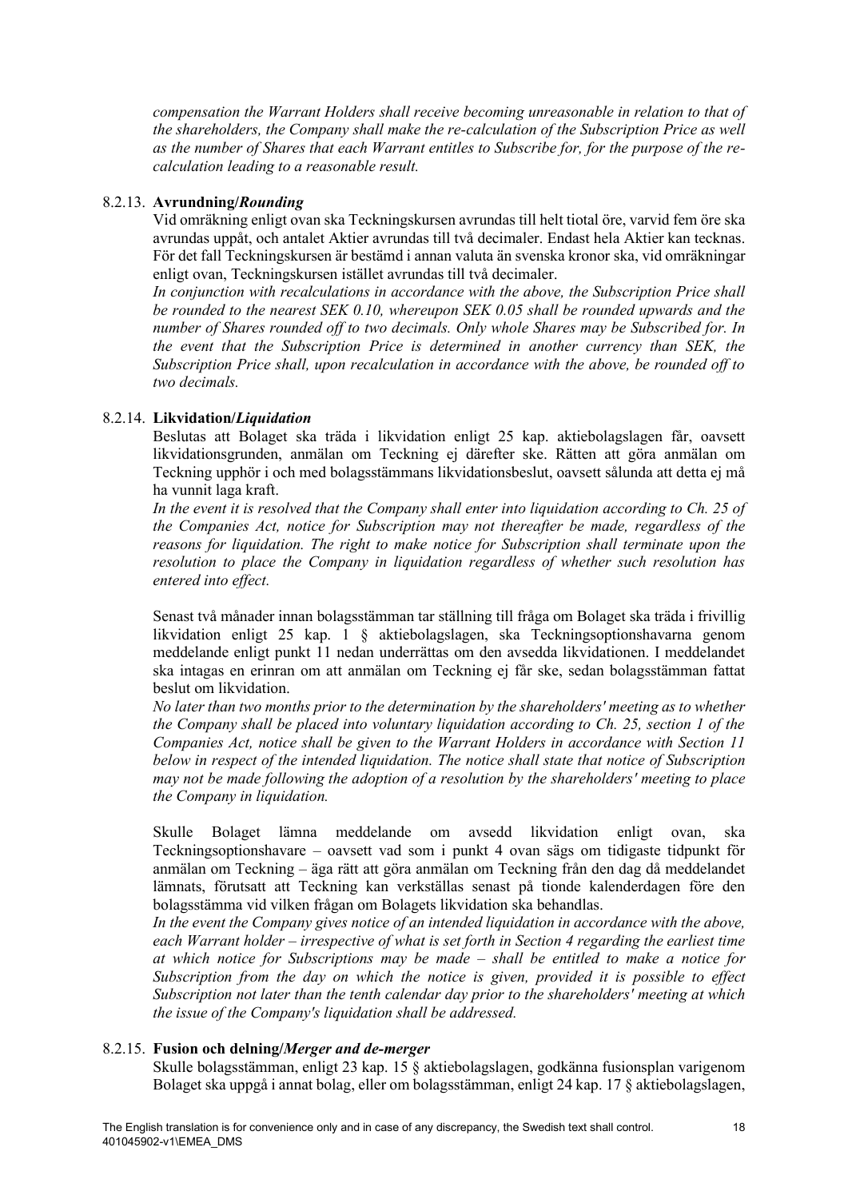*compensation the Warrant Holders shall receive becoming unreasonable in relation to that of the shareholders, the Company shall make the re-calculation of the Subscription Price as well as the number of Shares that each Warrant entitles to Subscribe for, for the purpose of the re-calculation leading to a reasonable result.*

8.2.13. **Avrundning/*Rounding***

Vid omräkning enligt ovan ska Teckningskursen avrundas till helt tiotal öre, varvid fem öre ska avrundas uppåt, och antalet Aktier avrundas till två decimaler. Endast hela Aktier kan tecknas. För det fall Teckningskursen är bestämd i annan valuta än svenska kronor ska, vid omräkningar enligt ovan, Teckningskursen istället avrundas till två decimaler.

*In conjunction with recalculations in accordance with the above, the Subscription Price shall be rounded to the nearest SEK 0.10, whereupon SEK 0.05 shall be rounded upwards and the number of Shares rounded off to two decimals. Only whole Shares may be Subscribed for. In the event that the Subscription Price is determined in another currency than SEK, the Subscription Price shall, upon recalculation in accordance with the above, be rounded off to two decimals.*

8.2.14. **Likvidation/*Liquidation***

Beslutas att Bolaget ska träda i likvidation enligt 25 kap. aktiebolagslagen får, oavsett likvidationsgrunden, anmälan om Teckning ej därefter ske. Rätten att göra anmälan om Teckning upphör i och med bolagsstämmans likvidationsbeslut, oavsett sålunda att detta ej må ha vunnit laga kraft.

*In the event it is resolved that the Company shall enter into liquidation according to Ch. 25 of the Companies Act, notice for Subscription may not thereafter be made, regardless of the reasons for liquidation. The right to make notice for Subscription shall terminate upon the resolution to place the Company in liquidation regardless of whether such resolution has entered into effect.*

Senast två månader innan bolagsstämman tar ställning till fråga om Bolaget ska träda i frivillig likvidation enligt 25 kap. 1 § aktiebolagslagen, ska Teckningsoptionshavarna genom meddelande enligt punkt 11 nedan underrättas om den avsedda likvidationen. I meddelandet ska intagas en erinran om att anmälan om Teckning ej får ske, sedan bolagsstämman fattat beslut om likvidation.

*No later than two months prior to the determination by the shareholders' meeting as to whether the Company shall be placed into voluntary liquidation according to Ch. 25, section 1 of the Companies Act, notice shall be given to the Warrant Holders in accordance with Section 11 below in respect of the intended liquidation. The notice shall state that notice of Subscription may not be made following the adoption of a resolution by the shareholders' meeting to place the Company in liquidation.*

Skulle Bolaget lämna meddelande om avsedd likvidation enligt ovan, ska Teckningsoptionshavare – oavsett vad som i punkt 4 ovan sägs om tidigaste tidpunkt för anmälan om Teckning – äga rätt att göra anmälan om Teckning från den dag då meddelandet lämnats, förutsatt att Teckning kan verkställas senast på tionde kalenderdagen före den bolagsstämma vid vilken frågan om Bolagets likvidation ska behandlas.

*In the event the Company gives notice of an intended liquidation in accordance with the above, each Warrant holder – irrespective of what is set forth in Section 4 regarding the earliest time at which notice for Subscriptions may be made – shall be entitled to make a notice for Subscription from the day on which the notice is given, provided it is possible to effect Subscription not later than the tenth calendar day prior to the shareholders' meeting at which the issue of the Company's liquidation shall be addressed.*

8.2.15. **Fusion och delning/*Merger and de-merger***

Skulle bolagsstämman, enligt 23 kap. 15 § aktiebolagslagen, godkänna fusionsplan varigenom Bolaget ska uppgå i annat bolag, eller om bolagsstämman, enligt 24 kap. 17 § aktiebolagslagen,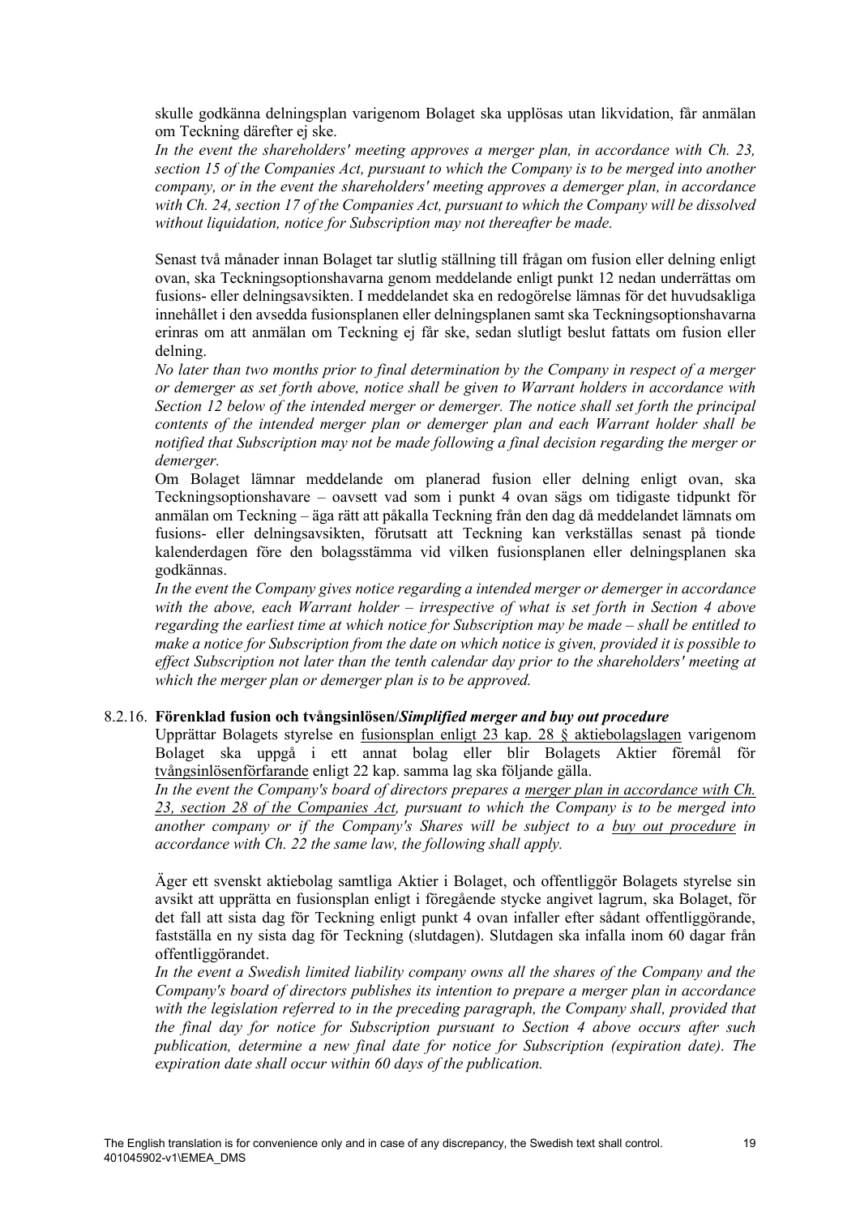skulle godkänna delningsplan varigenom Bolaget ska upplösas utan likvidation, får anmälan om Teckning därefter ej ske.
*In the event the shareholders' meeting approves a merger plan, in accordance with Ch. 23, section 15 of the Companies Act, pursuant to which the Company is to be merged into another company, or in the event the shareholders' meeting approves a demerger plan, in accordance with Ch. 24, section 17 of the Companies Act, pursuant to which the Company will be dissolved without liquidation, notice for Subscription may not thereafter be made.*

Senast två månader innan Bolaget tar slutlig ställning till frågan om fusion eller delning enligt ovan, ska Teckningsoptionshavarna genom meddelande enligt punkt 12 nedan underrättas om fusions- eller delningsavsikten. I meddelandet ska en redogörelse lämnas för det huvudsakliga innehållet i den avsedda fusionsplanen eller delningsplanen samt ska Teckningsoptionshavarna erinras om att anmälan om Teckning ej får ske, sedan slutligt beslut fattats om fusion eller delning.
*No later than two months prior to final determination by the Company in respect of a merger or demerger as set forth above, notice shall be given to Warrant holders in accordance with Section 12 below of the intended merger or demerger. The notice shall set forth the principal contents of the intended merger plan or demerger plan and each Warrant holder shall be notified that Subscription may not be made following a final decision regarding the merger or demerger.*
Om Bolaget lämnar meddelande om planerad fusion eller delning enligt ovan, ska Teckningsoptionshavare – oavsett vad som i punkt 4 ovan sägs om tidigaste tidpunkt för anmälan om Teckning – äga rätt att påkalla Teckning från den dag då meddelandet lämnats om fusions- eller delningsavsikten, förutsatt att Teckning kan verkställas senast på tionde kalenderdagen före den bolagsstämma vid vilken fusionsplanen eller delningsplanen ska godkännas.
*In the event the Company gives notice regarding a intended merger or demerger in accordance with the above, each Warrant holder – irrespective of what is set forth in Section 4 above regarding the earliest time at which notice for Subscription may be made – shall be entitled to make a notice for Subscription from the date on which notice is given, provided it is possible to effect Subscription not later than the tenth calendar day prior to the shareholders' meeting at which the merger plan or demerger plan is to be approved.*

### 8.2.16. **Förenklad fusion och tvångsinlösen/*Simplified merger and buy out procedure***

Upprättar Bolagets styrelse en <u>fusionsplan enligt 23 kap. 28 § aktiebolagslagen</u> varigenom Bolaget ska uppgå i ett annat bolag eller blir Bolagets Aktier föremål för <u>tvångsinlösenförfarande</u> enligt 22 kap. samma lag ska följande gälla.
*In the event the Company's board of directors prepares a <u>merger plan in accordance with Ch. 23, section 28 of the Companies Act</u>, pursuant to which the Company is to be merged into another company or if the Company's Shares will be subject to a <u>buy out procedure</u> in accordance with Ch. 22 the same law, the following shall apply.*

Äger ett svenskt aktiebolag samtliga Aktier i Bolaget, och offentliggör Bolagets styrelse sin avsikt att upprätta en fusionsplan enligt i föregående stycke angivet lagrum, ska Bolaget, för det fall att sista dag för Teckning enligt punkt 4 ovan infaller efter sådant offentliggörande, fastställa en ny sista dag för Teckning (slutdagen). Slutdagen ska infalla inom 60 dagar från offentliggörandet.
*In the event a Swedish limited liability company owns all the shares of the Company and the Company's board of directors publishes its intention to prepare a merger plan in accordance with the legislation referred to in the preceding paragraph, the Company shall, provided that the final day for notice for Subscription pursuant to Section 4 above occurs after such publication, determine a new final date for notice for Subscription (expiration date). The expiration date shall occur within 60 days of the publication.*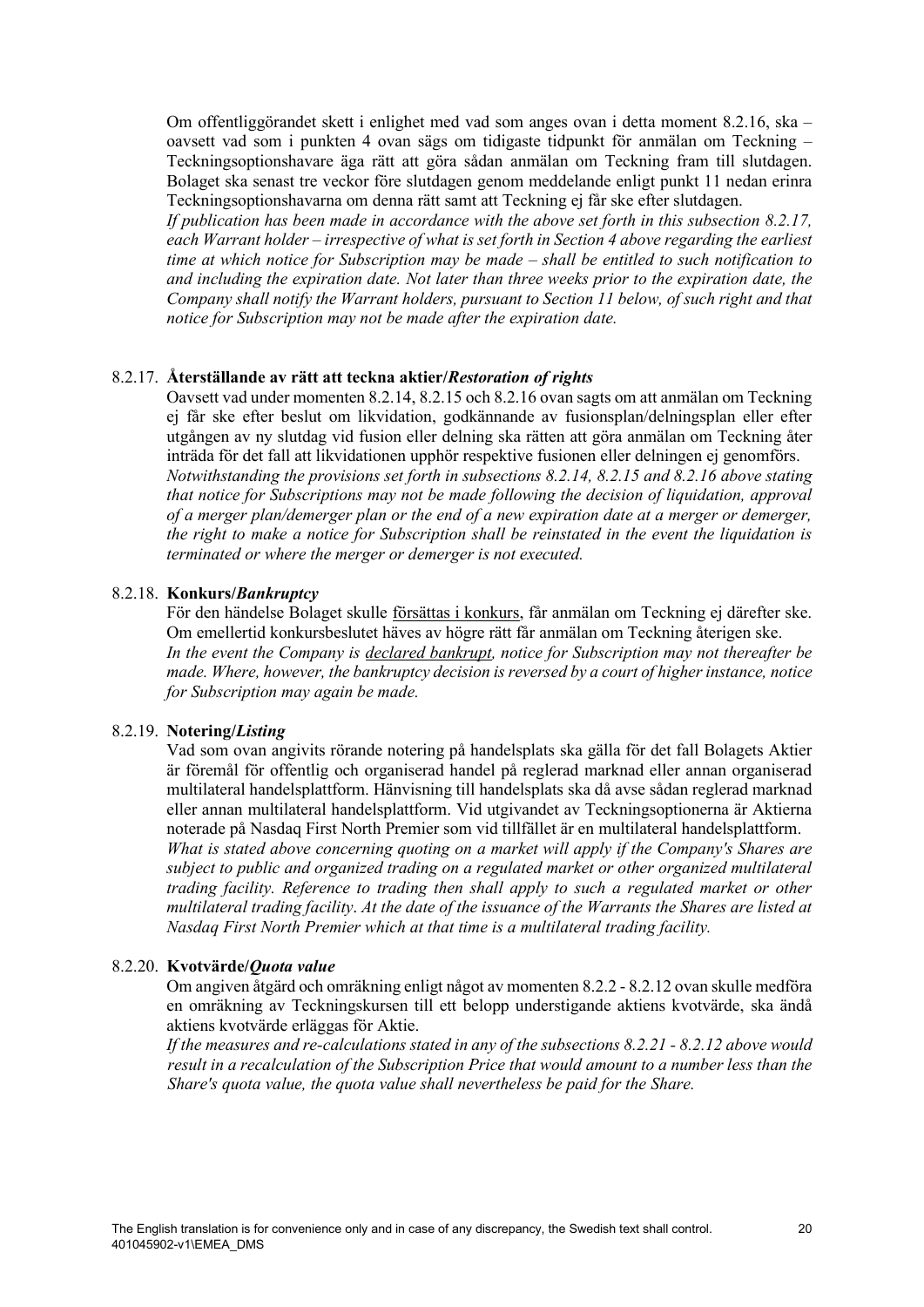Om offentliggörandet skett i enlighet med vad som anges ovan i detta moment 8.2.16, ska – oavsett vad som i punkten 4 ovan sägs om tidigaste tidpunkt för anmälan om Teckning – Teckningsoptionshavare äga rätt att göra sådan anmälan om Teckning fram till slutdagen. Bolaget ska senast tre veckor före slutdagen genom meddelande enligt punkt 11 nedan erinra Teckningsoptionshavarna om denna rätt samt att Teckning ej får ske efter slutdagen.

*If publication has been made in accordance with the above set forth in this subsection 8.2.17, each Warrant holder – irrespective of what is set forth in Section 4 above regarding the earliest time at which notice for Subscription may be made – shall be entitled to such notification to and including the expiration date. Not later than three weeks prior to the expiration date, the Company shall notify the Warrant holders, pursuant to Section 11 below, of such right and that notice for Subscription may not be made after the expiration date.*

### 8.2.17. **Återställande av rätt att teckna aktier/*Restoration of rights***

Oavsett vad under momenten 8.2.14, 8.2.15 och 8.2.16 ovan sagts om att anmälan om Teckning ej får ske efter beslut om likvidation, godkännande av fusionsplan/delningsplan eller efter utgången av ny slutdag vid fusion eller delning ska rätten att göra anmälan om Teckning åter inträda för det fall att likvidationen upphör respektive fusionen eller delningen ej genomförs.

*Notwithstanding the provisions set forth in subsections 8.2.14, 8.2.15 and 8.2.16 above stating that notice for Subscriptions may not be made following the decision of liquidation, approval of a merger plan/demerger plan or the end of a new expiration date at a merger or demerger, the right to make a notice for Subscription shall be reinstated in the event the liquidation is terminated or where the merger or demerger is not executed.*

### 8.2.18. **Konkurs/*Bankruptcy***

För den händelse Bolaget skulle försättas i konkurs, får anmälan om Teckning ej därefter ske. Om emellertid konkursbeslutet häves av högre rätt får anmälan om Teckning återigen ske.

*In the event the Company is declared bankrupt, notice for Subscription may not thereafter be made. Where, however, the bankruptcy decision is reversed by a court of higher instance, notice for Subscription may again be made.*

### 8.2.19. **Notering/*Listing***

Vad som ovan angivits rörande notering på handelsplats ska gälla för det fall Bolagets Aktier är föremål för offentlig och organiserad handel på reglerad marknad eller annan organiserad multilateral handelsplattform. Hänvisning till handelsplats ska då avse sådan reglerad marknad eller annan multilateral handelsplattform. Vid utgivandet av Teckningsoptionerna är Aktierna noterade på Nasdaq First North Premier som vid tillfället är en multilateral handelsplattform.

*What is stated above concerning quoting on a market will apply if the Company's Shares are subject to public and organized trading on a regulated market or other organized multilateral trading facility. Reference to trading then shall apply to such a regulated market or other multilateral trading facility. At the date of the issuance of the Warrants the Shares are listed at Nasdaq First North Premier which at that time is a multilateral trading facility.*

### 8.2.20. **Kvotvärde/*Quota value***

Om angiven åtgärd och omräkning enligt något av momenten 8.2.2 - 8.2.12 ovan skulle medföra en omräkning av Teckningskursen till ett belopp understigande aktiens kvotvärde, ska ändå aktiens kvotvärde erläggas för Aktie.

*If the measures and re-calculations stated in any of the subsections 8.2.21 - 8.2.12 above would result in a recalculation of the Subscription Price that would amount to a number less than the Share's quota value, the quota value shall nevertheless be paid for the Share.*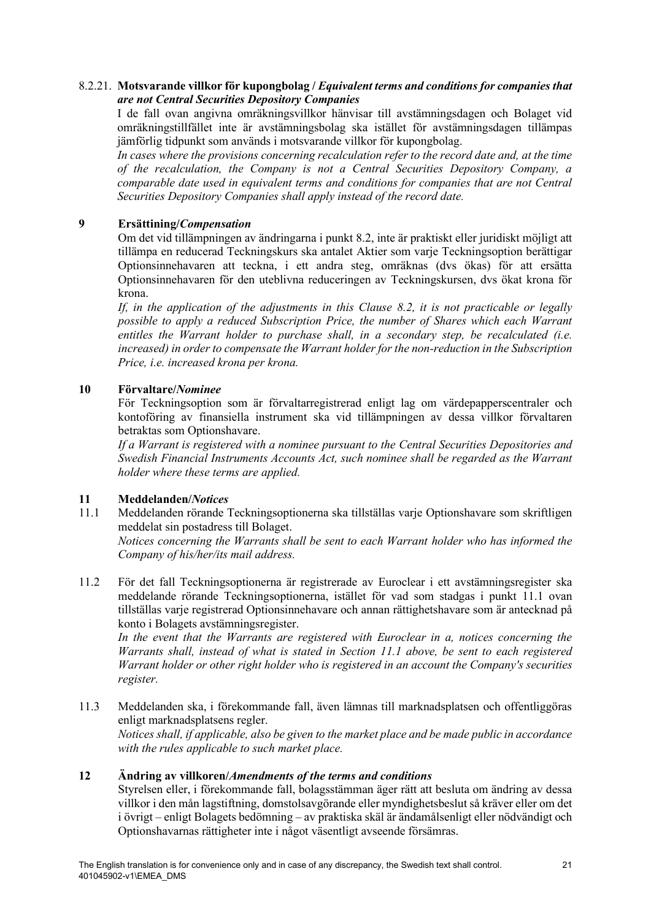8.2.21. **Motsvarande villkor för kupongbolag /** ***Equivalent terms and conditions for companies that are not Central Securities Depository Companies***

I de fall ovan angivna omräkningsvillkor hänvisar till avstämningsdagen och Bolaget vid omräkningstillfället inte är avstämningsbolag ska istället för avstämningsdagen tillämpas jämförlig tidpunkt som används i motsvarande villkor för kupongbolag.

*In cases where the provisions concerning recalculation refer to the record date and, at the time of the recalculation, the Company is not a Central Securities Depository Company, a comparable date used in equivalent terms and conditions for companies that are not Central Securities Depository Companies shall apply instead of the record date.*

## 9 Ersättining/*Compensation*

Om det vid tillämpningen av ändringarna i punkt 8.2, inte är praktiskt eller juridiskt möjligt att tillämpa en reducerad Teckningskurs ska antalet Aktier som varje Teckningsoption berättigar Optionsinnehavaren att teckna, i ett andra steg, omräknas (dvs ökas) för att ersätta Optionsinnehavaren för den uteblivna reduceringen av Teckningskursen, dvs ökat krona för krona.

*If, in the application of the adjustments in this Clause 8.2, it is not practicable or legally possible to apply a reduced Subscription Price, the number of Shares which each Warrant entitles the Warrant holder to purchase shall, in a secondary step, be recalculated (i.e. increased) in order to compensate the Warrant holder for the non-reduction in the Subscription Price, i.e. increased krona per krona.*

## 10 Förvaltare/*Nominee*

För Teckningsoption som är förvaltarregistrerad enligt lag om värdepapperscentraler och kontoföring av finansiella instrument ska vid tillämpningen av dessa villkor förvaltaren betraktas som Optionshavare.

*If a Warrant is registered with a nominee pursuant to the Central Securities Depositories and Swedish Financial Instruments Accounts Act, such nominee shall be regarded as the Warrant holder where these terms are applied.*

## 11 Meddelanden/*Notices*

11.1 Meddelanden rörande Teckningsoptionerna ska tillställas varje Optionshavare som skriftligen meddelat sin postadress till Bolaget.

*Notices concerning the Warrants shall be sent to each Warrant holder who has informed the Company of his/her/its mail address.*

11.2 För det fall Teckningsoptionerna är registrerade av Euroclear i ett avstämningsregister ska meddelande rörande Teckningsoptionerna, istället för vad som stadgas i punkt 11.1 ovan tillställas varje registrerad Optionsinnehavare och annan rättighetshavare som är antecknad på konto i Bolagets avstämningsregister.

*In the event that the Warrants are registered with Euroclear in a, notices concerning the Warrants shall, instead of what is stated in Section 11.1 above, be sent to each registered Warrant holder or other right holder who is registered in an account the Company's securities register.*

11.3 Meddelanden ska, i förekommande fall, även lämnas till marknadsplatsen och offentliggöras enligt marknadsplatsens regler.

*Notices shall, if applicable, also be given to the market place and be made public in accordance with the rules applicable to such market place.*

## 12 Ändring av villkoren/*Amendments of the terms and conditions*

Styrelsen eller, i förekommande fall, bolagsstämman äger rätt att besluta om ändring av dessa villkor i den mån lagstiftning, domstolsavgörande eller myndighetsbeslut så kräver eller om det i övrigt – enligt Bolagets bedömning – av praktiska skäl är ändamålsenligt eller nödvändigt och Optionshavarnas rättigheter inte i något väsentligt avseende försämras.

The English translation is for convenience only and in case of any discrepancy, the Swedish text shall control.
401045902-v1\EMEA_DMS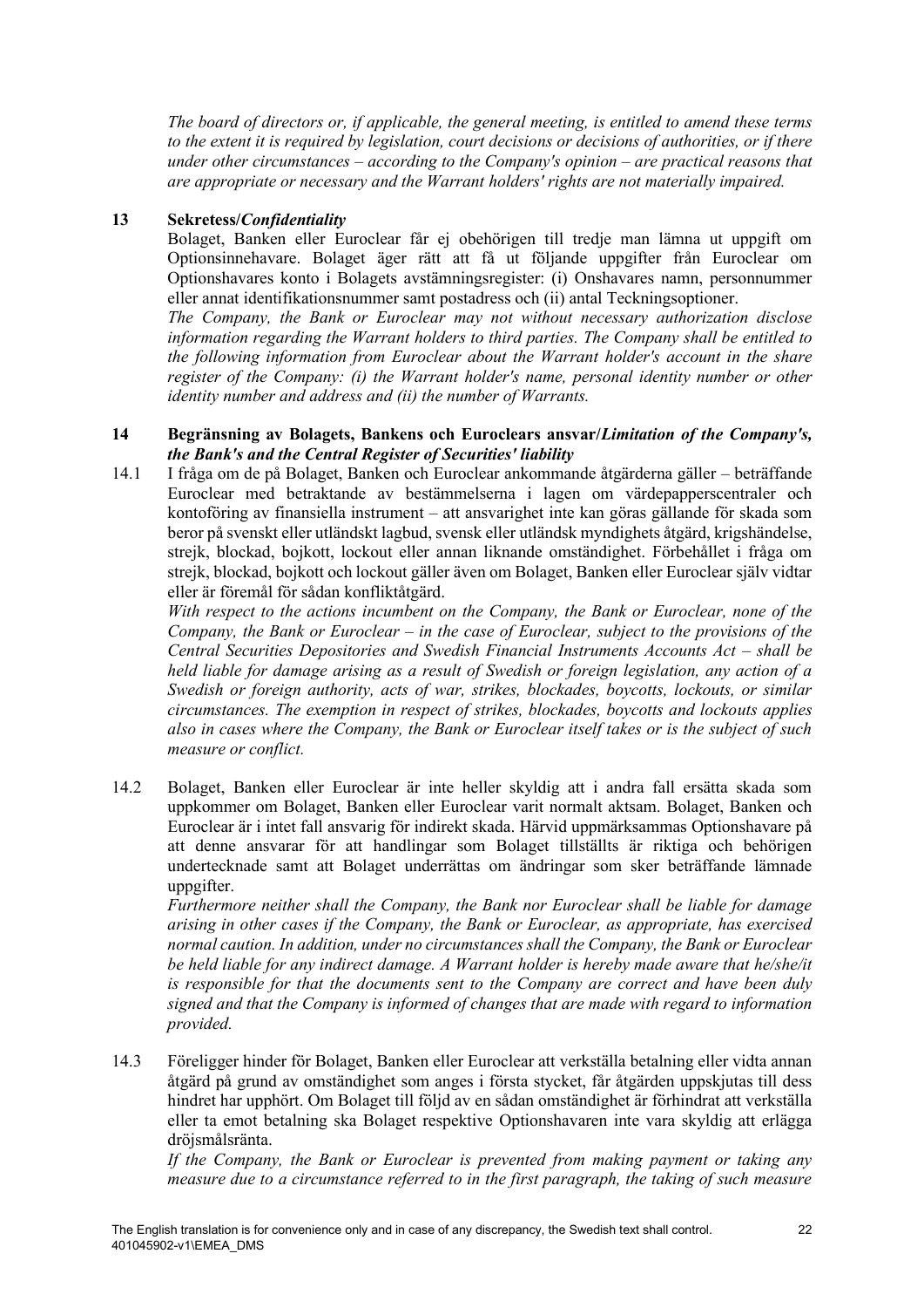*The board of directors or, if applicable, the general meeting, is entitled to amend these terms to the extent it is required by legislation, court decisions or decisions of authorities, or if there under other circumstances – according to the Company's opinion – are practical reasons that are appropriate or necessary and the Warrant holders' rights are not materially impaired.*

## 13 Sekretess/*Confidentiality*

Bolaget, Banken eller Euroclear får ej obehörigen till tredje man lämna ut uppgift om Optionsinnehavare. Bolaget äger rätt att få ut följande uppgifter från Euroclear om Optionshavares konto i Bolagets avstämningsregister: (i) Onshavares namn, personnummer eller annat identifikationsnummer samt postadress och (ii) antal Teckningsoptioner.

*The Company, the Bank or Euroclear may not without necessary authorization disclose information regarding the Warrant holders to third parties. The Company shall be entitled to the following information from Euroclear about the Warrant holder's account in the share register of the Company: (i) the Warrant holder's name, personal identity number or other identity number and address and (ii) the number of Warrants.*

## 14 Begränsning av Bolagets, Bankens och Euroclears ansvar/*Limitation of the Company's, the Bank's and the Central Register of Securities' liability*

14.1 I fråga om de på Bolaget, Banken och Euroclear ankommande åtgärderna gäller – beträffande Euroclear med betraktande av bestämmelserna i lagen om värdepapperscentraler och kontoföring av finansiella instrument – att ansvarighet inte kan göras gällande för skada som beror på svenskt eller utländskt lagbud, svensk eller utländsk myndighets åtgärd, krigshändelse, strejk, blockad, bojkott, lockout eller annan liknande omständighet. Förbehållet i fråga om strejk, blockad, bojkott och lockout gäller även om Bolaget, Banken eller Euroclear själv vidtar eller är föremål för sådan konfliktåtgärd.

*With respect to the actions incumbent on the Company, the Bank or Euroclear, none of the Company, the Bank or Euroclear – in the case of Euroclear, subject to the provisions of the Central Securities Depositories and Swedish Financial Instruments Accounts Act – shall be held liable for damage arising as a result of Swedish or foreign legislation, any action of a Swedish or foreign authority, acts of war, strikes, blockades, boycotts, lockouts, or similar circumstances. The exemption in respect of strikes, blockades, boycotts and lockouts applies also in cases where the Company, the Bank or Euroclear itself takes or is the subject of such measure or conflict.*

14.2 Bolaget, Banken eller Euroclear är inte heller skyldig att i andra fall ersätta skada som uppkommer om Bolaget, Banken eller Euroclear varit normalt aktsam. Bolaget, Banken och Euroclear är i intet fall ansvarig för indirekt skada. Härvid uppmärksammas Optionshavare på att denne ansvarar för att handlingar som Bolaget tillställts är riktiga och behörigen undertecknade samt att Bolaget underrättas om ändringar som sker beträffande lämnade uppgifter.

*Furthermore neither shall the Company, the Bank nor Euroclear shall be liable for damage arising in other cases if the Company, the Bank or Euroclear, as appropriate, has exercised normal caution. In addition, under no circumstances shall the Company, the Bank or Euroclear be held liable for any indirect damage. A Warrant holder is hereby made aware that he/she/it is responsible for that the documents sent to the Company are correct and have been duly signed and that the Company is informed of changes that are made with regard to information provided.*

14.3 Föreligger hinder för Bolaget, Banken eller Euroclear att verkställa betalning eller vidta annan åtgärd på grund av omständighet som anges i första stycket, får åtgärden uppskjutas till dess hindret har upphört. Om Bolaget till följd av en sådan omständighet är förhindrat att verkställa eller ta emot betalning ska Bolaget respektive Optionshavaren inte vara skyldig att erlägga dröjsmålsränta.

*If the Company, the Bank or Euroclear is prevented from making payment or taking any measure due to a circumstance referred to in the first paragraph, the taking of such measure*

The English translation is for convenience only and in case of any discrepancy, the Swedish text shall control.
401045902-v1\EMEA_DMS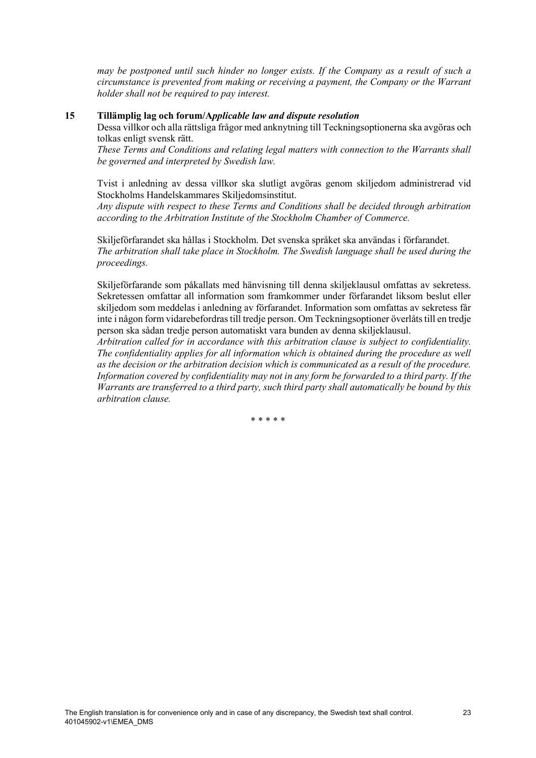*may be postponed until such hinder no longer exists. If the Company as a result of such a circumstance is prevented from making or receiving a payment, the Company or the Warrant holder shall not be required to pay interest.*

## 15 Tillämplig lag och forum/*Applicable law and dispute resolution*

Dessa villkor och alla rättsliga frågor med anknytning till Teckningsoptionerna ska avgöras och tolkas enligt svensk rätt.
*These Terms and Conditions and relating legal matters with connection to the Warrants shall be governed and interpreted by Swedish law.*

Tvist i anledning av dessa villkor ska slutligt avgöras genom skiljedom administrerad vid Stockholms Handelskammares Skiljedomsinstitut.
*Any dispute with respect to these Terms and Conditions shall be decided through arbitration according to the Arbitration Institute of the Stockholm Chamber of Commerce.*

Skiljeförfarandet ska hållas i Stockholm. Det svenska språket ska användas i förfarandet.
*The arbitration shall take place in Stockholm. The Swedish language shall be used during the proceedings.*

Skiljeförfarande som påkallats med hänvisning till denna skiljeklausul omfattas av sekretess. Sekretessen omfattar all information som framkommer under förfarandet liksom beslut eller skiljedom som meddelas i anledning av förfarandet. Information som omfattas av sekretess får inte i någon form vidarebefordras till tredje person. Om Teckningsoptioner överlåts till en tredje person ska sådan tredje person automatiskt vara bunden av denna skiljeklausul.
*Arbitration called for in accordance with this arbitration clause is subject to confidentiality. The confidentiality applies for all information which is obtained during the procedure as well as the decision or the arbitration decision which is communicated as a result of the procedure. Information covered by confidentiality may not in any form be forwarded to a third party. If the Warrants are transferred to a third party, such third party shall automatically be bound by this arbitration clause.*

\* \* \* \* \*